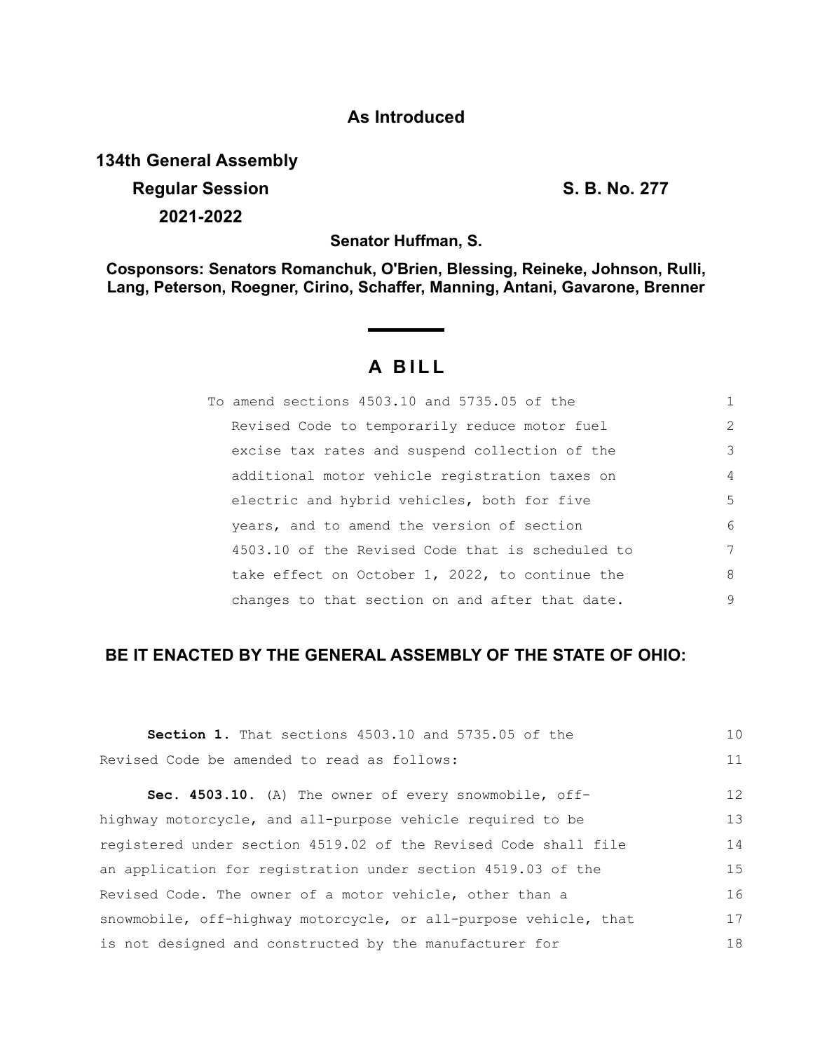**As Introduced**

**134th General Assembly**

**Regular Session** **S. B. No. 277**

**2021-2022**

**Senator Huffman, S.**

**Cosponsors: Senators Romanchuk, O'Brien, Blessing, Reineke, Johnson, Rulli, Lang, Peterson, Roegner, Cirino, Schaffer, Manning, Antani, Gavarone, Brenner**

# A BILL

To amend sections 4503.10 and 5735.05 of the Revised Code to temporarily reduce motor fuel excise tax rates and suspend collection of the additional motor vehicle registration taxes on electric and hybrid vehicles, both for five years, and to amend the version of section 4503.10 of the Revised Code that is scheduled to take effect on October 1, 2022, to continue the changes to that section on and after that date.

**BE IT ENACTED BY THE GENERAL ASSEMBLY OF THE STATE OF OHIO:**

**Section 1.** That sections 4503.10 and 5735.05 of the Revised Code be amended to read as follows:

**Sec. 4503.10.** (A) The owner of every snowmobile, off-highway motorcycle, and all-purpose vehicle required to be registered under section 4519.02 of the Revised Code shall file an application for registration under section 4519.03 of the Revised Code. The owner of a motor vehicle, other than a snowmobile, off-highway motorcycle, or all-purpose vehicle, that is not designed and constructed by the manufacturer for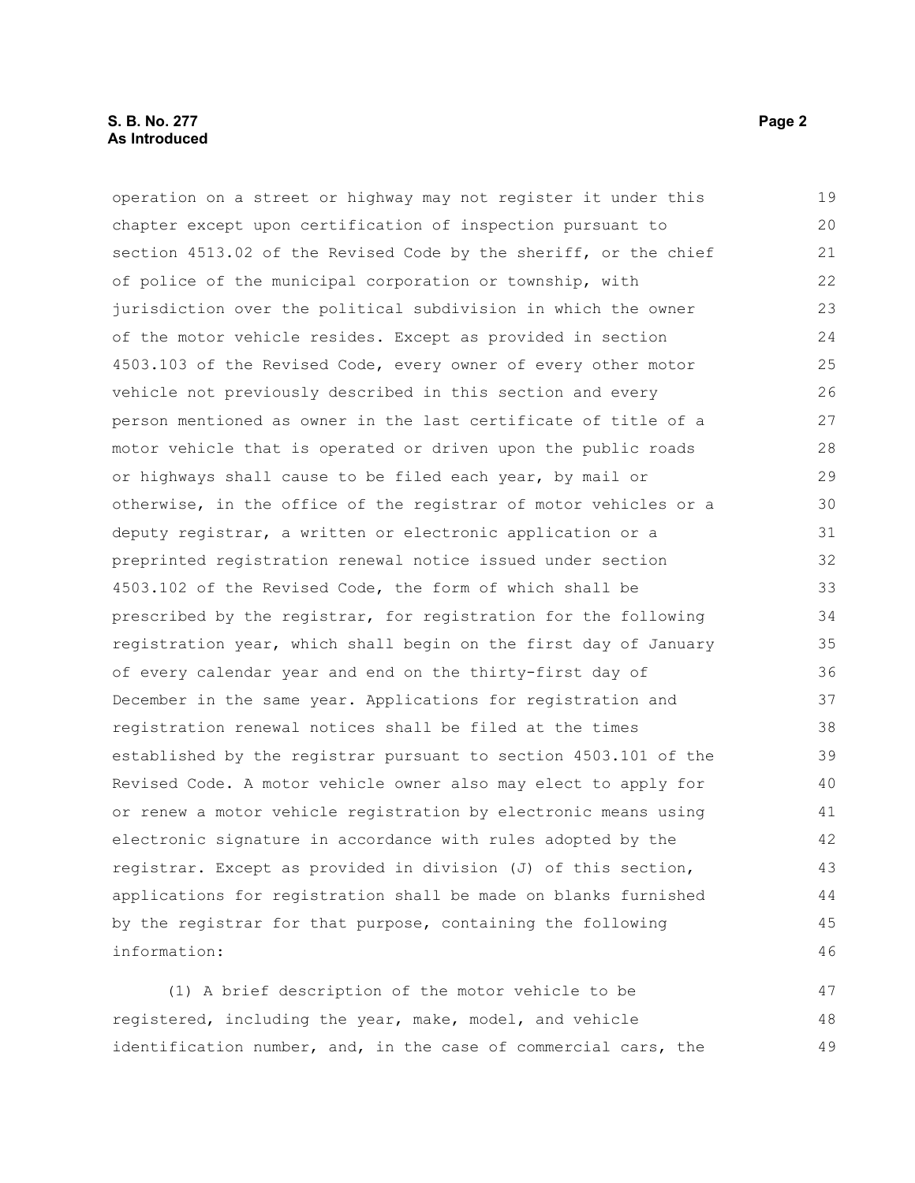operation on a street or highway may not register it under this chapter except upon certification of inspection pursuant to section 4513.02 of the Revised Code by the sheriff, or the chief of police of the municipal corporation or township, with jurisdiction over the political subdivision in which the owner of the motor vehicle resides. Except as provided in section 4503.103 of the Revised Code, every owner of every other motor vehicle not previously described in this section and every person mentioned as owner in the last certificate of title of a motor vehicle that is operated or driven upon the public roads or highways shall cause to be filed each year, by mail or otherwise, in the office of the registrar of motor vehicles or a deputy registrar, a written or electronic application or a preprinted registration renewal notice issued under section 4503.102 of the Revised Code, the form of which shall be prescribed by the registrar, for registration for the following registration year, which shall begin on the first day of January of every calendar year and end on the thirty-first day of December in the same year. Applications for registration and registration renewal notices shall be filed at the times established by the registrar pursuant to section 4503.101 of the Revised Code. A motor vehicle owner also may elect to apply for or renew a motor vehicle registration by electronic means using electronic signature in accordance with rules adopted by the registrar. Except as provided in division (J) of this section, applications for registration shall be made on blanks furnished by the registrar for that purpose, containing the following information:

(1) A brief description of the motor vehicle to be registered, including the year, make, model, and vehicle identification number, and, in the case of commercial cars, the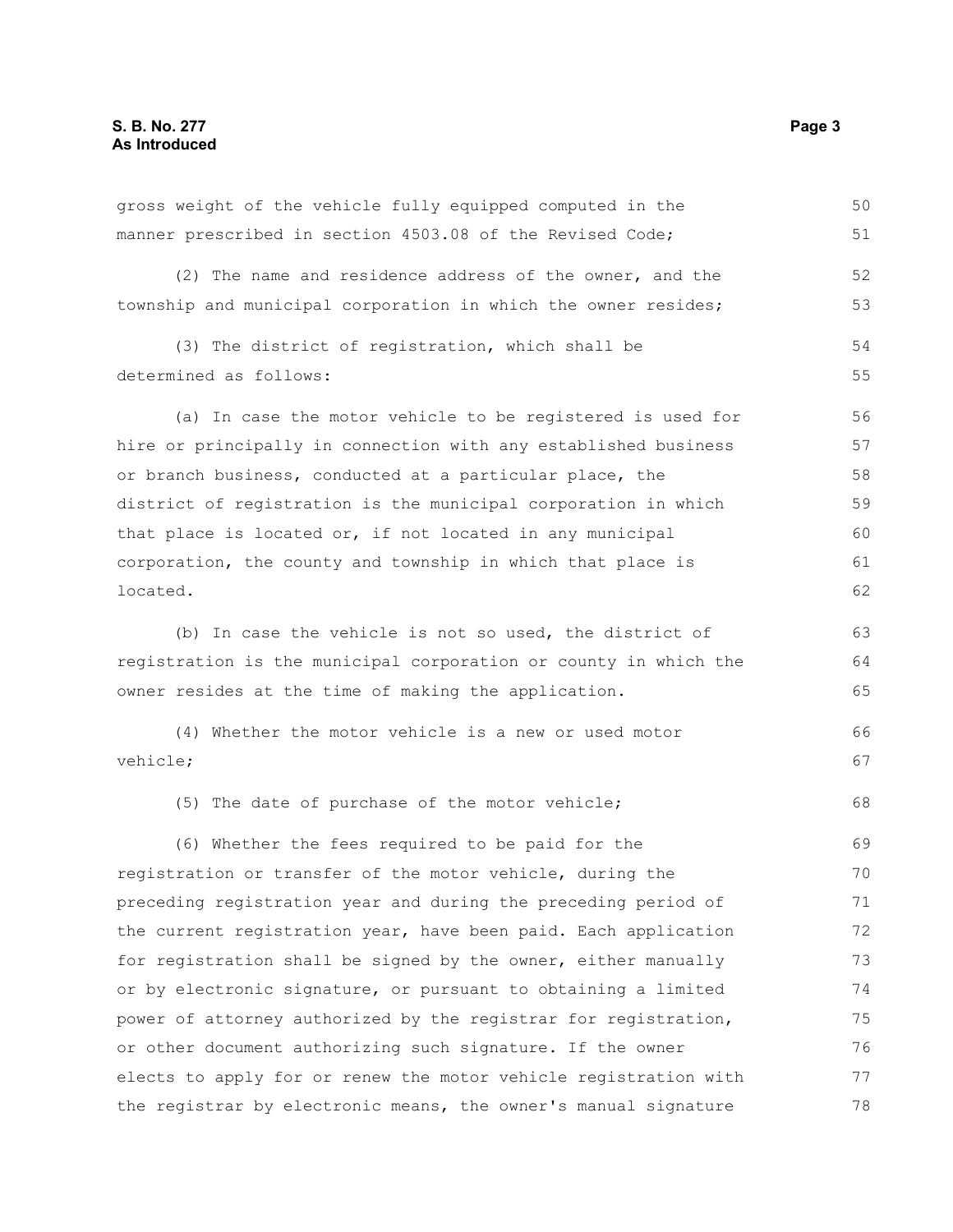gross weight of the vehicle fully equipped computed in the manner prescribed in section 4503.08 of the Revised Code;

(2) The name and residence address of the owner, and the township and municipal corporation in which the owner resides;

(3) The district of registration, which shall be determined as follows:

(a) In case the motor vehicle to be registered is used for hire or principally in connection with any established business or branch business, conducted at a particular place, the district of registration is the municipal corporation in which that place is located or, if not located in any municipal corporation, the county and township in which that place is located.

(b) In case the vehicle is not so used, the district of registration is the municipal corporation or county in which the owner resides at the time of making the application.

(4) Whether the motor vehicle is a new or used motor vehicle;

(5) The date of purchase of the motor vehicle;

(6) Whether the fees required to be paid for the registration or transfer of the motor vehicle, during the preceding registration year and during the preceding period of the current registration year, have been paid. Each application for registration shall be signed by the owner, either manually or by electronic signature, or pursuant to obtaining a limited power of attorney authorized by the registrar for registration, or other document authorizing such signature. If the owner elects to apply for or renew the motor vehicle registration with the registrar by electronic means, the owner's manual signature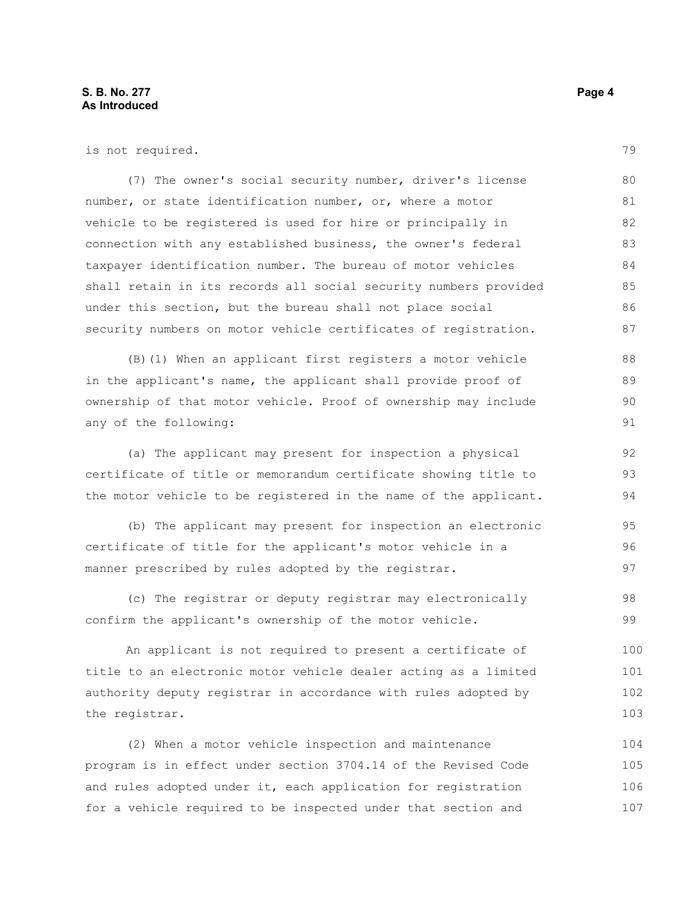is not required.

(7) The owner's social security number, driver's license number, or state identification number, or, where a motor vehicle to be registered is used for hire or principally in connection with any established business, the owner's federal taxpayer identification number. The bureau of motor vehicles shall retain in its records all social security numbers provided under this section, but the bureau shall not place social security numbers on motor vehicle certificates of registration.

(B)(1) When an applicant first registers a motor vehicle in the applicant's name, the applicant shall provide proof of ownership of that motor vehicle. Proof of ownership may include any of the following:

(a) The applicant may present for inspection a physical certificate of title or memorandum certificate showing title to the motor vehicle to be registered in the name of the applicant.

(b) The applicant may present for inspection an electronic certificate of title for the applicant's motor vehicle in a manner prescribed by rules adopted by the registrar.

(c) The registrar or deputy registrar may electronically confirm the applicant's ownership of the motor vehicle.

An applicant is not required to present a certificate of title to an electronic motor vehicle dealer acting as a limited authority deputy registrar in accordance with rules adopted by the registrar.

(2) When a motor vehicle inspection and maintenance program is in effect under section 3704.14 of the Revised Code and rules adopted under it, each application for registration for a vehicle required to be inspected under that section and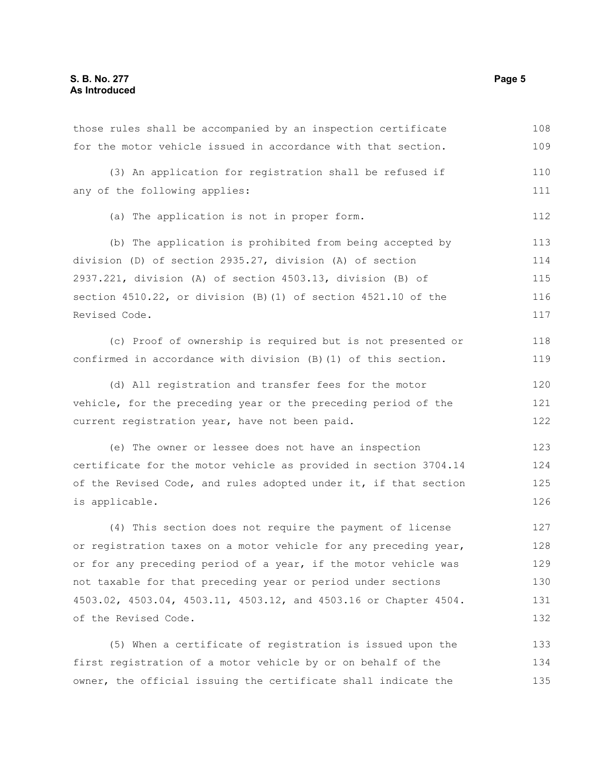those rules shall be accompanied by an inspection certificate for the motor vehicle issued in accordance with that section.

(3) An application for registration shall be refused if any of the following applies:

(a) The application is not in proper form.

(b) The application is prohibited from being accepted by division (D) of section 2935.27, division (A) of section 2937.221, division (A) of section 4503.13, division (B) of section 4510.22, or division (B)(1) of section 4521.10 of the Revised Code.

(c) Proof of ownership is required but is not presented or confirmed in accordance with division (B)(1) of this section.

(d) All registration and transfer fees for the motor vehicle, for the preceding year or the preceding period of the current registration year, have not been paid.

(e) The owner or lessee does not have an inspection certificate for the motor vehicle as provided in section 3704.14 of the Revised Code, and rules adopted under it, if that section is applicable.

(4) This section does not require the payment of license or registration taxes on a motor vehicle for any preceding year, or for any preceding period of a year, if the motor vehicle was not taxable for that preceding year or period under sections 4503.02, 4503.04, 4503.11, 4503.12, and 4503.16 or Chapter 4504. of the Revised Code.

(5) When a certificate of registration is issued upon the first registration of a motor vehicle by or on behalf of the owner, the official issuing the certificate shall indicate the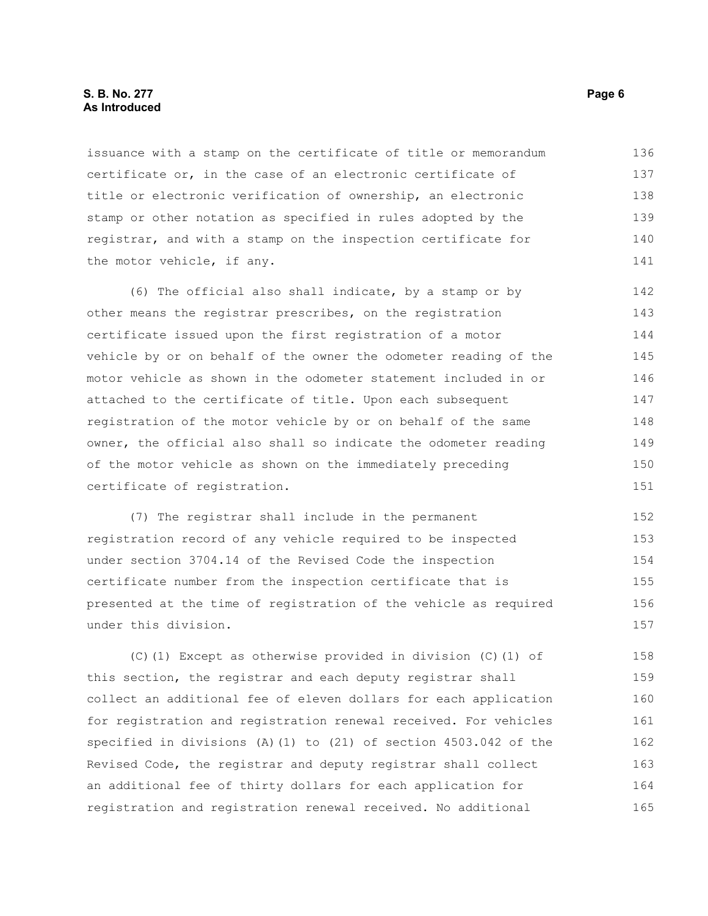issuance with a stamp on the certificate of title or memorandum certificate or, in the case of an electronic certificate of title or electronic verification of ownership, an electronic stamp or other notation as specified in rules adopted by the registrar, and with a stamp on the inspection certificate for the motor vehicle, if any.

(6) The official also shall indicate, by a stamp or by other means the registrar prescribes, on the registration certificate issued upon the first registration of a motor vehicle by or on behalf of the owner the odometer reading of the motor vehicle as shown in the odometer statement included in or attached to the certificate of title. Upon each subsequent registration of the motor vehicle by or on behalf of the same owner, the official also shall so indicate the odometer reading of the motor vehicle as shown on the immediately preceding certificate of registration.

(7) The registrar shall include in the permanent registration record of any vehicle required to be inspected under section 3704.14 of the Revised Code the inspection certificate number from the inspection certificate that is presented at the time of registration of the vehicle as required under this division.

(C)(1) Except as otherwise provided in division (C)(1) of this section, the registrar and each deputy registrar shall collect an additional fee of eleven dollars for each application for registration and registration renewal received. For vehicles specified in divisions (A)(1) to (21) of section 4503.042 of the Revised Code, the registrar and deputy registrar shall collect an additional fee of thirty dollars for each application for registration and registration renewal received. No additional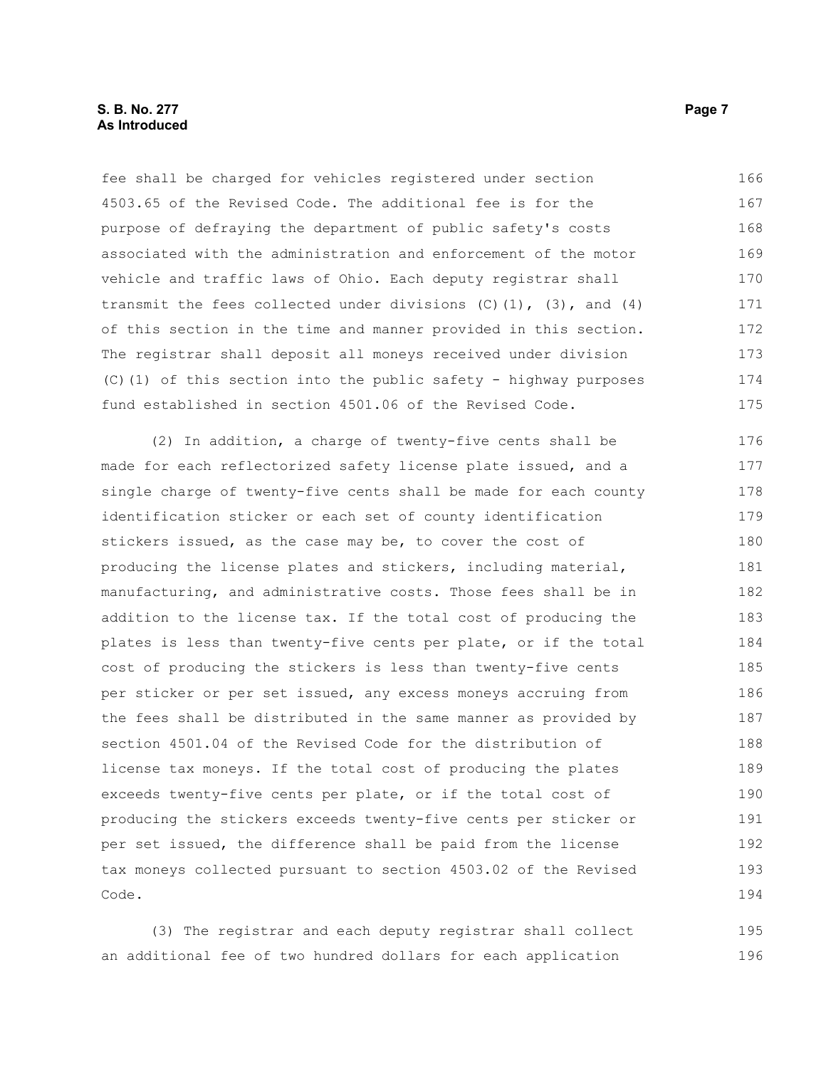fee shall be charged for vehicles registered under section 4503.65 of the Revised Code. The additional fee is for the purpose of defraying the department of public safety's costs associated with the administration and enforcement of the motor vehicle and traffic laws of Ohio. Each deputy registrar shall transmit the fees collected under divisions (C)(1), (3), and (4) of this section in the time and manner provided in this section. The registrar shall deposit all moneys received under division (C)(1) of this section into the public safety - highway purposes fund established in section 4501.06 of the Revised Code.

(2) In addition, a charge of twenty-five cents shall be made for each reflectorized safety license plate issued, and a single charge of twenty-five cents shall be made for each county identification sticker or each set of county identification stickers issued, as the case may be, to cover the cost of producing the license plates and stickers, including material, manufacturing, and administrative costs. Those fees shall be in addition to the license tax. If the total cost of producing the plates is less than twenty-five cents per plate, or if the total cost of producing the stickers is less than twenty-five cents per sticker or per set issued, any excess moneys accruing from the fees shall be distributed in the same manner as provided by section 4501.04 of the Revised Code for the distribution of license tax moneys. If the total cost of producing the plates exceeds twenty-five cents per plate, or if the total cost of producing the stickers exceeds twenty-five cents per sticker or per set issued, the difference shall be paid from the license tax moneys collected pursuant to section 4503.02 of the Revised Code.

(3) The registrar and each deputy registrar shall collect an additional fee of two hundred dollars for each application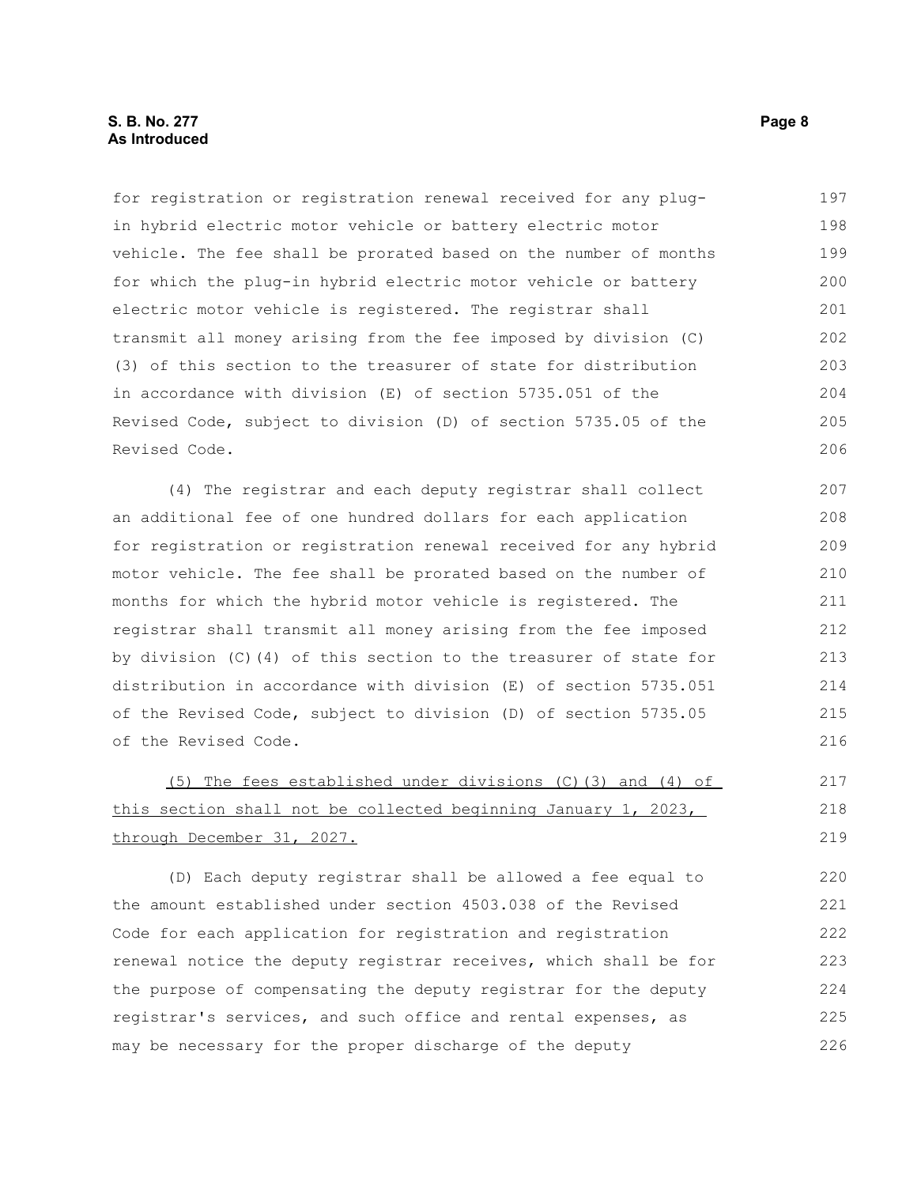for registration or registration renewal received for any plug-in hybrid electric motor vehicle or battery electric motor vehicle. The fee shall be prorated based on the number of months for which the plug-in hybrid electric motor vehicle or battery electric motor vehicle is registered. The registrar shall transmit all money arising from the fee imposed by division (C)(3) of this section to the treasurer of state for distribution in accordance with division (E) of section 5735.051 of the Revised Code, subject to division (D) of section 5735.05 of the Revised Code.

(4) The registrar and each deputy registrar shall collect an additional fee of one hundred dollars for each application for registration or registration renewal received for any hybrid motor vehicle. The fee shall be prorated based on the number of months for which the hybrid motor vehicle is registered. The registrar shall transmit all money arising from the fee imposed by division (C)(4) of this section to the treasurer of state for distribution in accordance with division (E) of section 5735.051 of the Revised Code, subject to division (D) of section 5735.05 of the Revised Code.

<u>(5) The fees established under divisions (C)(3) and (4) of this section shall not be collected beginning January 1, 2023, through December 31, 2027.</u>

(D) Each deputy registrar shall be allowed a fee equal to the amount established under section 4503.038 of the Revised Code for each application for registration and registration renewal notice the deputy registrar receives, which shall be for the purpose of compensating the deputy registrar for the deputy registrar's services, and such office and rental expenses, as may be necessary for the proper discharge of the deputy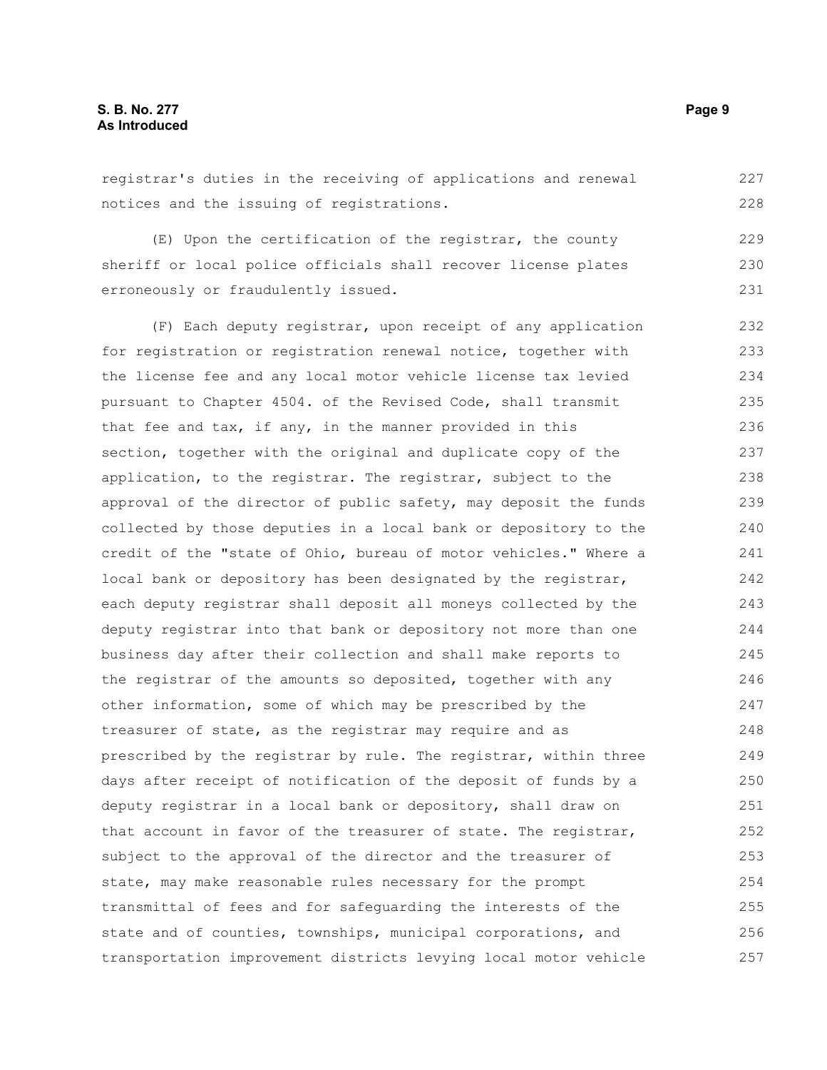registrar's duties in the receiving of applications and renewal notices and the issuing of registrations.

(E) Upon the certification of the registrar, the county sheriff or local police officials shall recover license plates erroneously or fraudulently issued.

(F) Each deputy registrar, upon receipt of any application for registration or registration renewal notice, together with the license fee and any local motor vehicle license tax levied pursuant to Chapter 4504. of the Revised Code, shall transmit that fee and tax, if any, in the manner provided in this section, together with the original and duplicate copy of the application, to the registrar. The registrar, subject to the approval of the director of public safety, may deposit the funds collected by those deputies in a local bank or depository to the credit of the "state of Ohio, bureau of motor vehicles." Where a local bank or depository has been designated by the registrar, each deputy registrar shall deposit all moneys collected by the deputy registrar into that bank or depository not more than one business day after their collection and shall make reports to the registrar of the amounts so deposited, together with any other information, some of which may be prescribed by the treasurer of state, as the registrar may require and as prescribed by the registrar by rule. The registrar, within three days after receipt of notification of the deposit of funds by a deputy registrar in a local bank or depository, shall draw on that account in favor of the treasurer of state. The registrar, subject to the approval of the director and the treasurer of state, may make reasonable rules necessary for the prompt transmittal of fees and for safeguarding the interests of the state and of counties, townships, municipal corporations, and transportation improvement districts levying local motor vehicle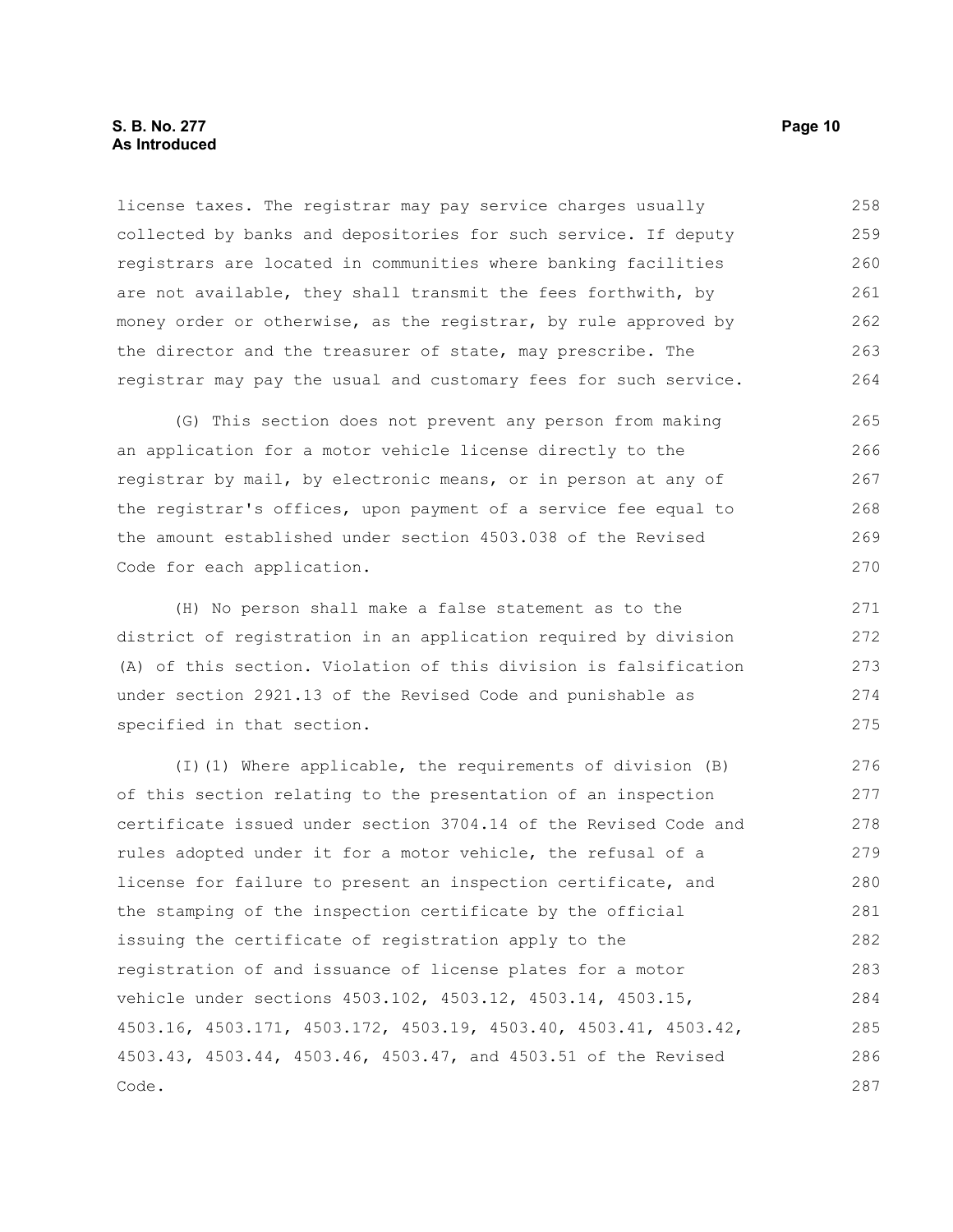license taxes. The registrar may pay service charges usually collected by banks and depositories for such service. If deputy registrars are located in communities where banking facilities are not available, they shall transmit the fees forthwith, by money order or otherwise, as the registrar, by rule approved by the director and the treasurer of state, may prescribe. The registrar may pay the usual and customary fees for such service.

(G) This section does not prevent any person from making an application for a motor vehicle license directly to the registrar by mail, by electronic means, or in person at any of the registrar's offices, upon payment of a service fee equal to the amount established under section 4503.038 of the Revised Code for each application.

(H) No person shall make a false statement as to the district of registration in an application required by division (A) of this section. Violation of this division is falsification under section 2921.13 of the Revised Code and punishable as specified in that section.

(I)(1) Where applicable, the requirements of division (B) of this section relating to the presentation of an inspection certificate issued under section 3704.14 of the Revised Code and rules adopted under it for a motor vehicle, the refusal of a license for failure to present an inspection certificate, and the stamping of the inspection certificate by the official issuing the certificate of registration apply to the registration of and issuance of license plates for a motor vehicle under sections 4503.102, 4503.12, 4503.14, 4503.15, 4503.16, 4503.171, 4503.172, 4503.19, 4503.40, 4503.41, 4503.42, 4503.43, 4503.44, 4503.46, 4503.47, and 4503.51 of the Revised Code.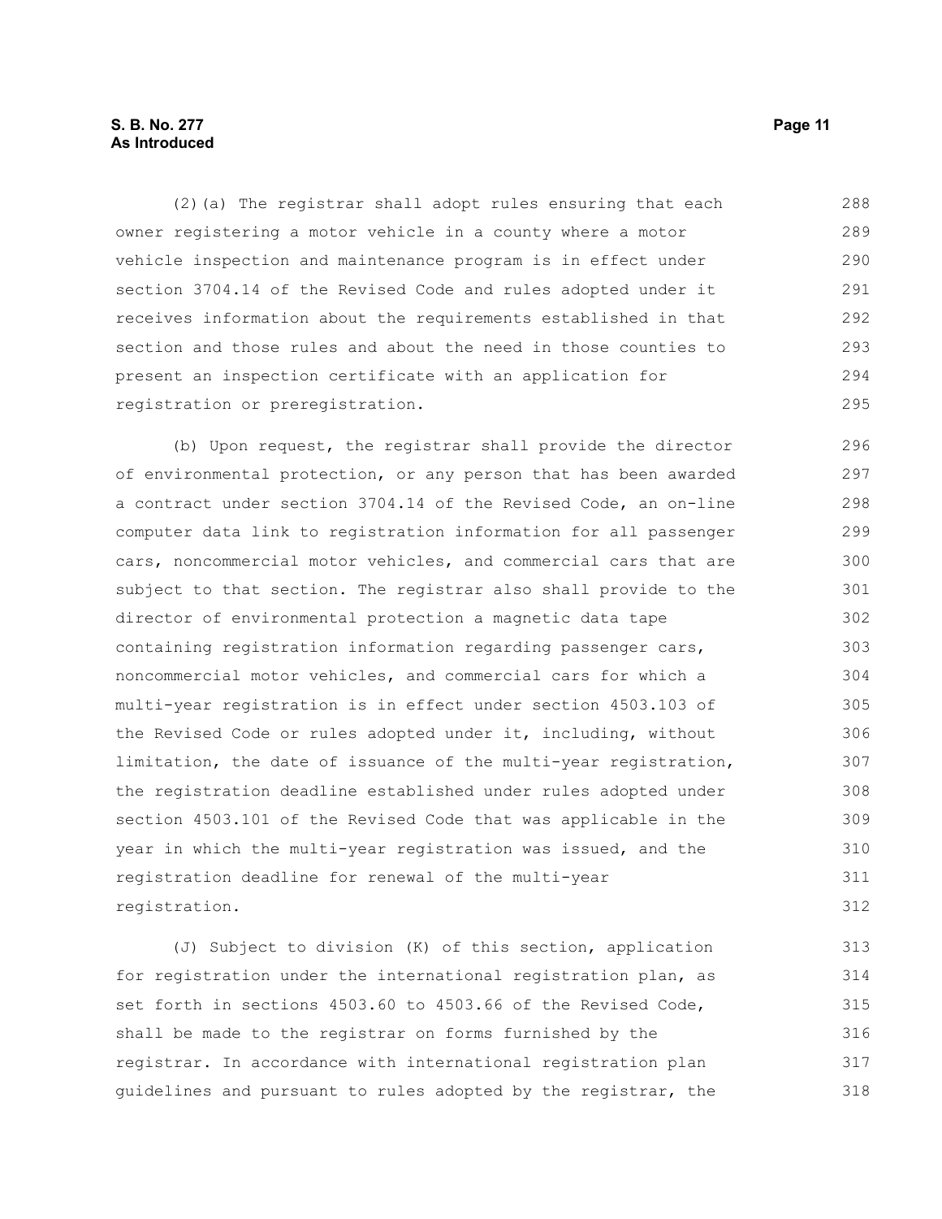(2)(a) The registrar shall adopt rules ensuring that each owner registering a motor vehicle in a county where a motor vehicle inspection and maintenance program is in effect under section 3704.14 of the Revised Code and rules adopted under it receives information about the requirements established in that section and those rules and about the need in those counties to present an inspection certificate with an application for registration or preregistration.

(b) Upon request, the registrar shall provide the director of environmental protection, or any person that has been awarded a contract under section 3704.14 of the Revised Code, an on-line computer data link to registration information for all passenger cars, noncommercial motor vehicles, and commercial cars that are subject to that section. The registrar also shall provide to the director of environmental protection a magnetic data tape containing registration information regarding passenger cars, noncommercial motor vehicles, and commercial cars for which a multi-year registration is in effect under section 4503.103 of the Revised Code or rules adopted under it, including, without limitation, the date of issuance of the multi-year registration, the registration deadline established under rules adopted under section 4503.101 of the Revised Code that was applicable in the year in which the multi-year registration was issued, and the registration deadline for renewal of the multi-year registration.

(J) Subject to division (K) of this section, application for registration under the international registration plan, as set forth in sections 4503.60 to 4503.66 of the Revised Code, shall be made to the registrar on forms furnished by the registrar. In accordance with international registration plan guidelines and pursuant to rules adopted by the registrar, the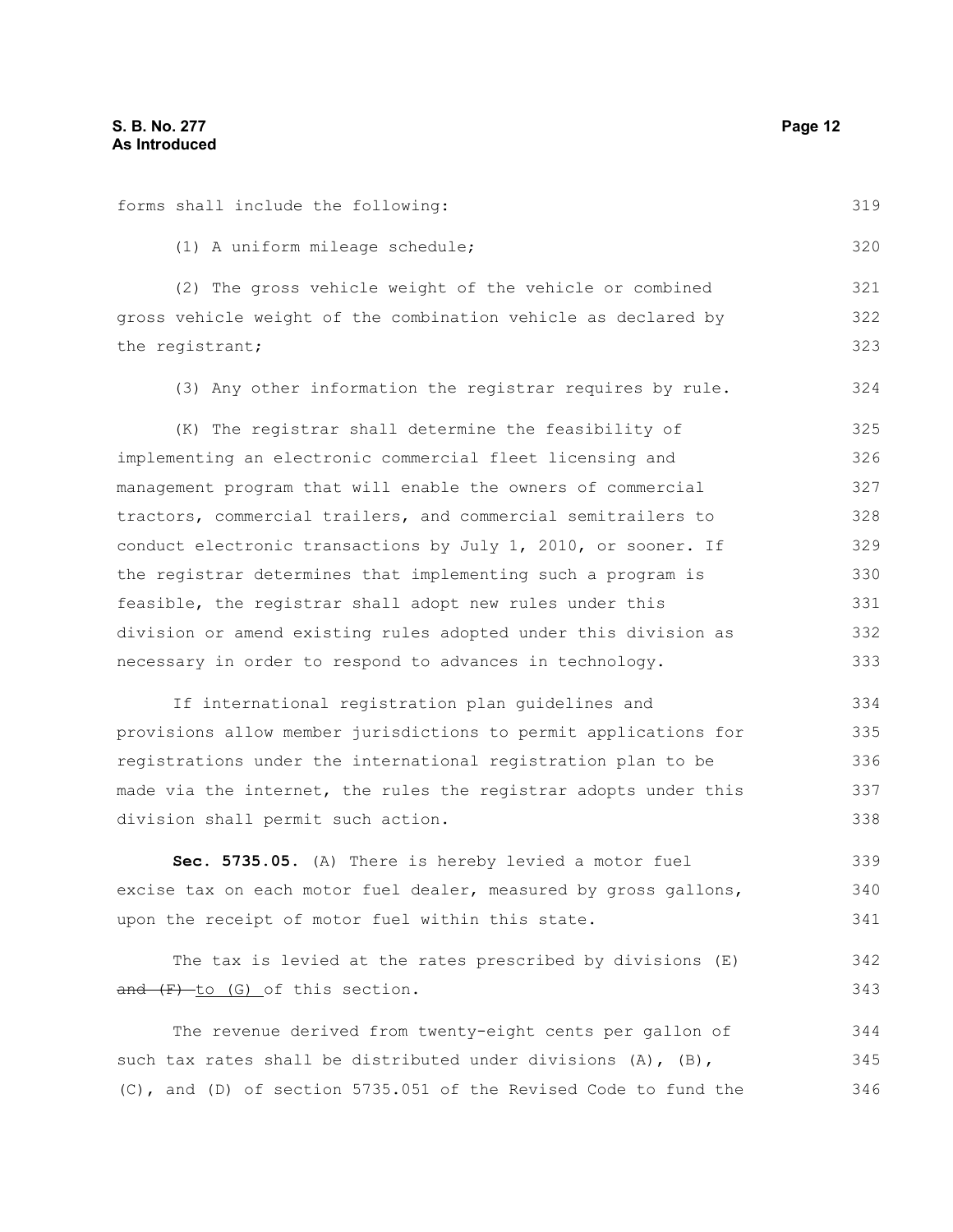forms shall include the following:

(1) A uniform mileage schedule;

(2) The gross vehicle weight of the vehicle or combined gross vehicle weight of the combination vehicle as declared by the registrant;

(3) Any other information the registrar requires by rule.

(K) The registrar shall determine the feasibility of implementing an electronic commercial fleet licensing and management program that will enable the owners of commercial tractors, commercial trailers, and commercial semitrailers to conduct electronic transactions by July 1, 2010, or sooner. If the registrar determines that implementing such a program is feasible, the registrar shall adopt new rules under this division or amend existing rules adopted under this division as necessary in order to respond to advances in technology.

If international registration plan guidelines and provisions allow member jurisdictions to permit applications for registrations under the international registration plan to be made via the internet, the rules the registrar adopts under this division shall permit such action.

**Sec. 5735.05.** (A) There is hereby levied a motor fuel excise tax on each motor fuel dealer, measured by gross gallons, upon the receipt of motor fuel within this state.

The tax is levied at the rates prescribed by divisions (E) ~~and (F)~~ to (G) of this section.

The revenue derived from twenty-eight cents per gallon of such tax rates shall be distributed under divisions (A), (B), (C), and (D) of section 5735.051 of the Revised Code to fund the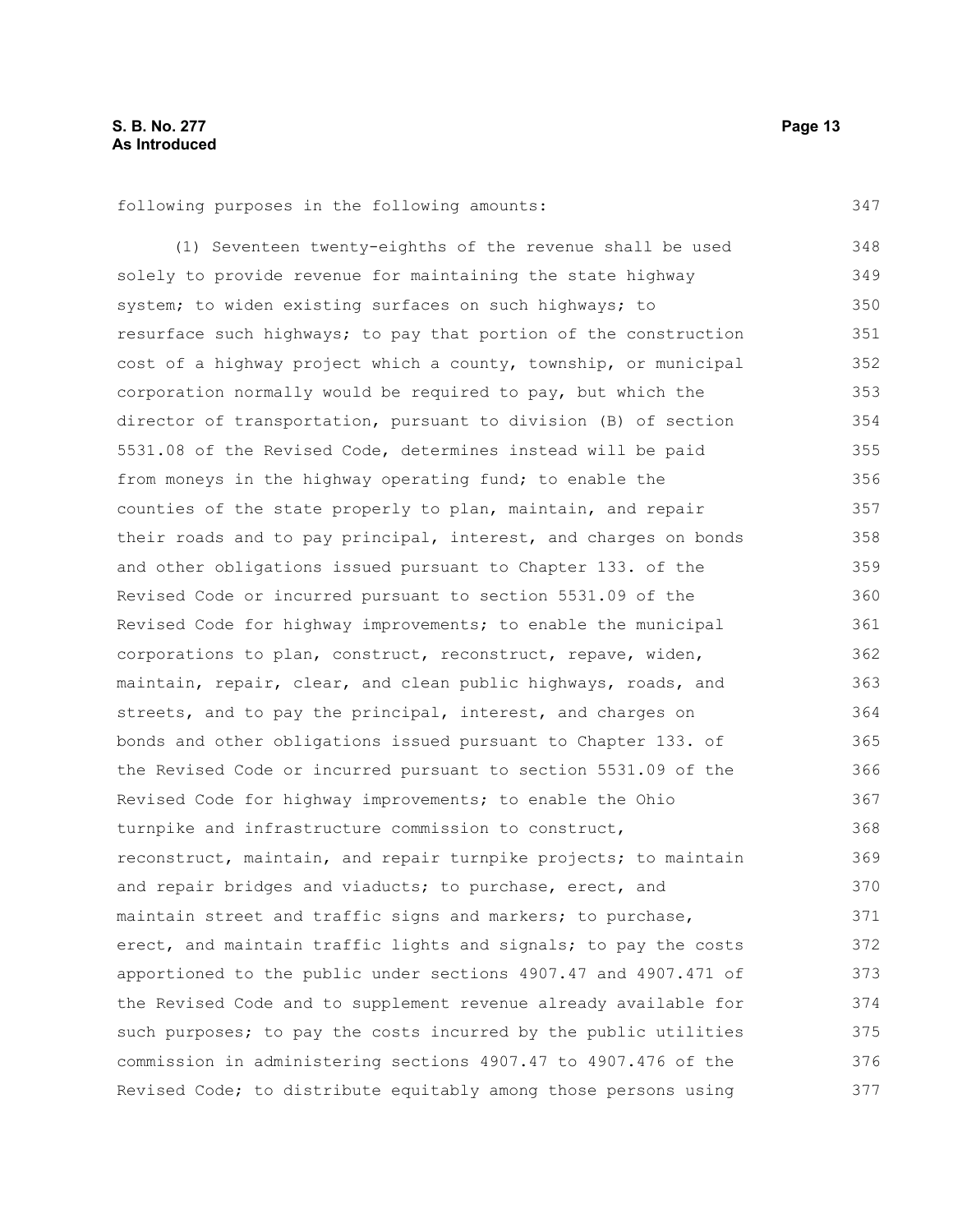following purposes in the following amounts:

(1) Seventeen twenty-eighths of the revenue shall be used solely to provide revenue for maintaining the state highway system; to widen existing surfaces on such highways; to resurface such highways; to pay that portion of the construction cost of a highway project which a county, township, or municipal corporation normally would be required to pay, but which the director of transportation, pursuant to division (B) of section 5531.08 of the Revised Code, determines instead will be paid from moneys in the highway operating fund; to enable the counties of the state properly to plan, maintain, and repair their roads and to pay principal, interest, and charges on bonds and other obligations issued pursuant to Chapter 133. of the Revised Code or incurred pursuant to section 5531.09 of the Revised Code for highway improvements; to enable the municipal corporations to plan, construct, reconstruct, repave, widen, maintain, repair, clear, and clean public highways, roads, and streets, and to pay the principal, interest, and charges on bonds and other obligations issued pursuant to Chapter 133. of the Revised Code or incurred pursuant to section 5531.09 of the Revised Code for highway improvements; to enable the Ohio turnpike and infrastructure commission to construct, reconstruct, maintain, and repair turnpike projects; to maintain and repair bridges and viaducts; to purchase, erect, and maintain street and traffic signs and markers; to purchase, erect, and maintain traffic lights and signals; to pay the costs apportioned to the public under sections 4907.47 and 4907.471 of the Revised Code and to supplement revenue already available for such purposes; to pay the costs incurred by the public utilities commission in administering sections 4907.47 to 4907.476 of the Revised Code; to distribute equitably among those persons using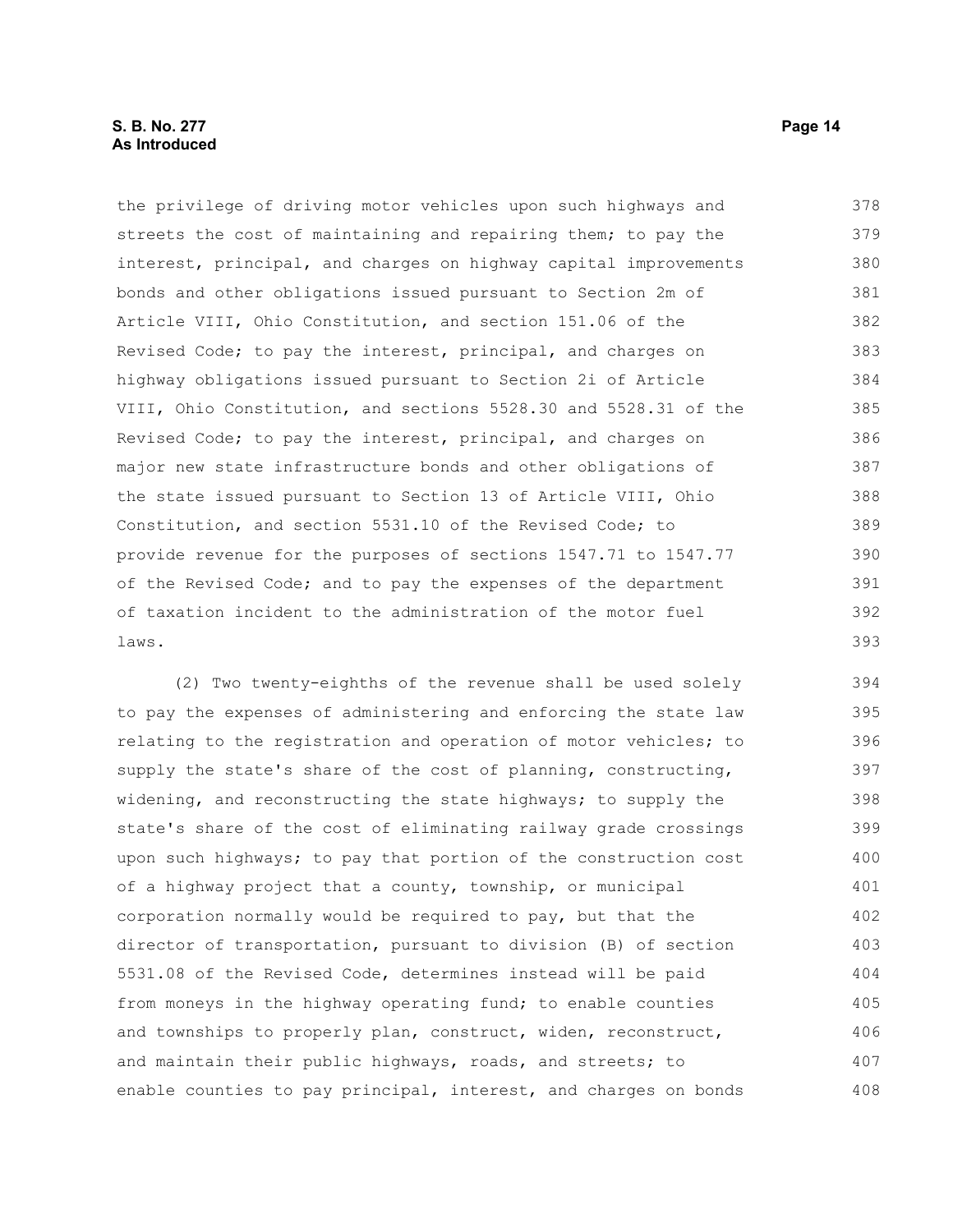the privilege of driving motor vehicles upon such highways and streets the cost of maintaining and repairing them; to pay the interest, principal, and charges on highway capital improvements bonds and other obligations issued pursuant to Section 2m of Article VIII, Ohio Constitution, and section 151.06 of the Revised Code; to pay the interest, principal, and charges on highway obligations issued pursuant to Section 2i of Article VIII, Ohio Constitution, and sections 5528.30 and 5528.31 of the Revised Code; to pay the interest, principal, and charges on major new state infrastructure bonds and other obligations of the state issued pursuant to Section 13 of Article VIII, Ohio Constitution, and section 5531.10 of the Revised Code; to provide revenue for the purposes of sections 1547.71 to 1547.77 of the Revised Code; and to pay the expenses of the department of taxation incident to the administration of the motor fuel laws.

(2) Two twenty-eighths of the revenue shall be used solely to pay the expenses of administering and enforcing the state law relating to the registration and operation of motor vehicles; to supply the state's share of the cost of planning, constructing, widening, and reconstructing the state highways; to supply the state's share of the cost of eliminating railway grade crossings upon such highways; to pay that portion of the construction cost of a highway project that a county, township, or municipal corporation normally would be required to pay, but that the director of transportation, pursuant to division (B) of section 5531.08 of the Revised Code, determines instead will be paid from moneys in the highway operating fund; to enable counties and townships to properly plan, construct, widen, reconstruct, and maintain their public highways, roads, and streets; to enable counties to pay principal, interest, and charges on bonds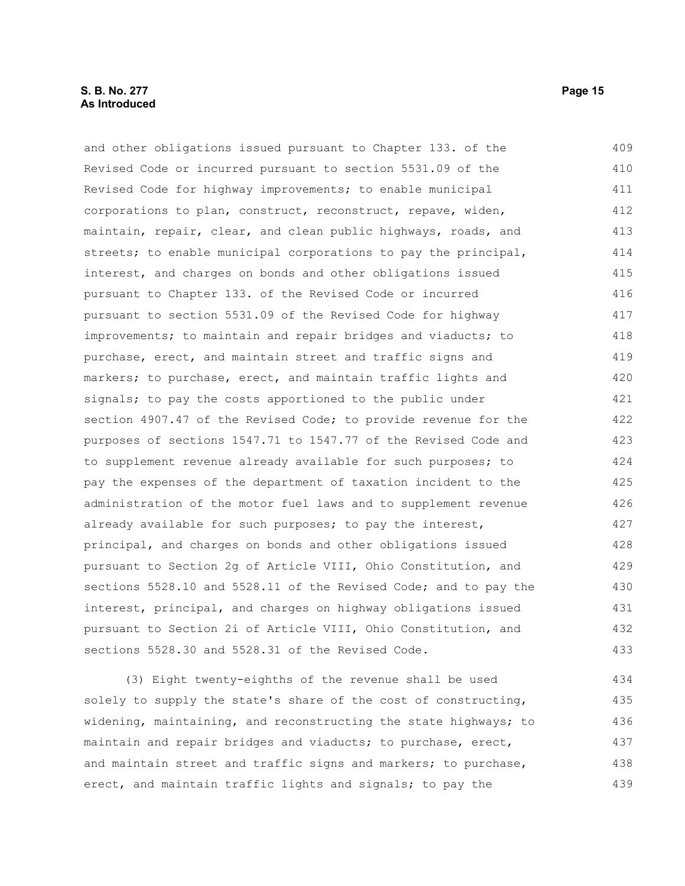and other obligations issued pursuant to Chapter 133. of the Revised Code or incurred pursuant to section 5531.09 of the Revised Code for highway improvements; to enable municipal corporations to plan, construct, reconstruct, repave, widen, maintain, repair, clear, and clean public highways, roads, and streets; to enable municipal corporations to pay the principal, interest, and charges on bonds and other obligations issued pursuant to Chapter 133. of the Revised Code or incurred pursuant to section 5531.09 of the Revised Code for highway improvements; to maintain and repair bridges and viaducts; to purchase, erect, and maintain street and traffic signs and markers; to purchase, erect, and maintain traffic lights and signals; to pay the costs apportioned to the public under section 4907.47 of the Revised Code; to provide revenue for the purposes of sections 1547.71 to 1547.77 of the Revised Code and to supplement revenue already available for such purposes; to pay the expenses of the department of taxation incident to the administration of the motor fuel laws and to supplement revenue already available for such purposes; to pay the interest, principal, and charges on bonds and other obligations issued pursuant to Section 2g of Article VIII, Ohio Constitution, and sections 5528.10 and 5528.11 of the Revised Code; and to pay the interest, principal, and charges on highway obligations issued pursuant to Section 2i of Article VIII, Ohio Constitution, and sections 5528.30 and 5528.31 of the Revised Code.

(3) Eight twenty-eighths of the revenue shall be used solely to supply the state's share of the cost of constructing, widening, maintaining, and reconstructing the state highways; to maintain and repair bridges and viaducts; to purchase, erect, and maintain street and traffic signs and markers; to purchase, erect, and maintain traffic lights and signals; to pay the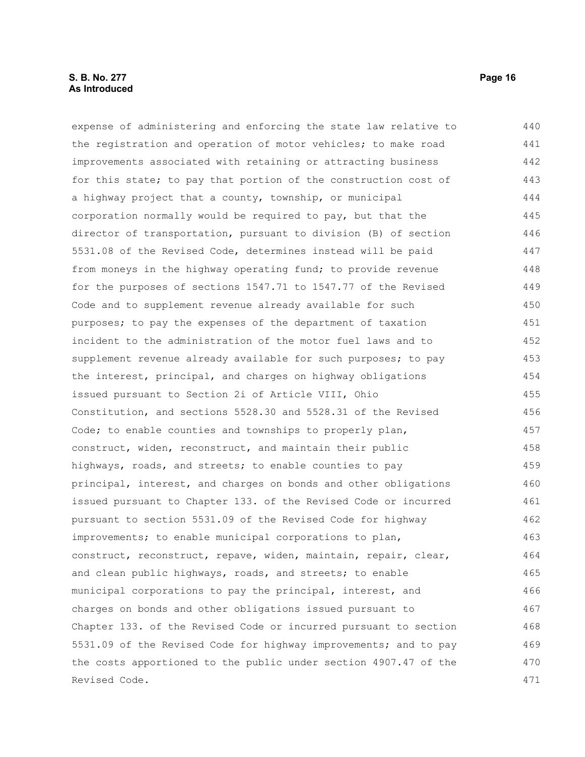expense of administering and enforcing the state law relative to the registration and operation of motor vehicles; to make road improvements associated with retaining or attracting business for this state; to pay that portion of the construction cost of a highway project that a county, township, or municipal corporation normally would be required to pay, but that the director of transportation, pursuant to division (B) of section 5531.08 of the Revised Code, determines instead will be paid from moneys in the highway operating fund; to provide revenue for the purposes of sections 1547.71 to 1547.77 of the Revised Code and to supplement revenue already available for such purposes; to pay the expenses of the department of taxation incident to the administration of the motor fuel laws and to supplement revenue already available for such purposes; to pay the interest, principal, and charges on highway obligations issued pursuant to Section 2i of Article VIII, Ohio Constitution, and sections 5528.30 and 5528.31 of the Revised Code; to enable counties and townships to properly plan, construct, widen, reconstruct, and maintain their public highways, roads, and streets; to enable counties to pay principal, interest, and charges on bonds and other obligations issued pursuant to Chapter 133. of the Revised Code or incurred pursuant to section 5531.09 of the Revised Code for highway improvements; to enable municipal corporations to plan, construct, reconstruct, repave, widen, maintain, repair, clear, and clean public highways, roads, and streets; to enable municipal corporations to pay the principal, interest, and charges on bonds and other obligations issued pursuant to Chapter 133. of the Revised Code or incurred pursuant to section 5531.09 of the Revised Code for highway improvements; and to pay the costs apportioned to the public under section 4907.47 of the Revised Code.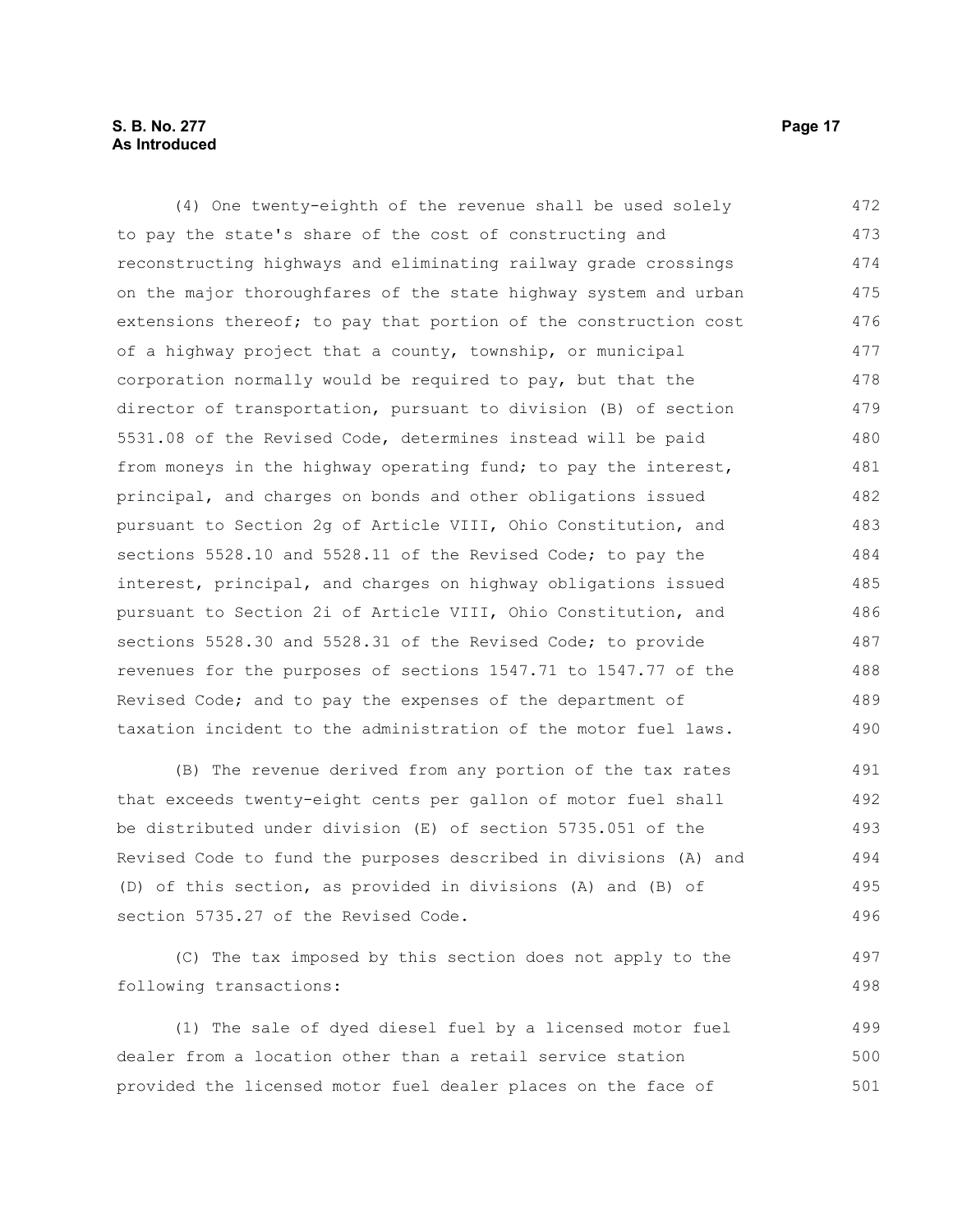(4) One twenty-eighth of the revenue shall be used solely to pay the state's share of the cost of constructing and reconstructing highways and eliminating railway grade crossings on the major thoroughfares of the state highway system and urban extensions thereof; to pay that portion of the construction cost of a highway project that a county, township, or municipal corporation normally would be required to pay, but that the director of transportation, pursuant to division (B) of section 5531.08 of the Revised Code, determines instead will be paid from moneys in the highway operating fund; to pay the interest, principal, and charges on bonds and other obligations issued pursuant to Section 2g of Article VIII, Ohio Constitution, and sections 5528.10 and 5528.11 of the Revised Code; to pay the interest, principal, and charges on highway obligations issued pursuant to Section 2i of Article VIII, Ohio Constitution, and sections 5528.30 and 5528.31 of the Revised Code; to provide revenues for the purposes of sections 1547.71 to 1547.77 of the Revised Code; and to pay the expenses of the department of taxation incident to the administration of the motor fuel laws.

(B) The revenue derived from any portion of the tax rates that exceeds twenty-eight cents per gallon of motor fuel shall be distributed under division (E) of section 5735.051 of the Revised Code to fund the purposes described in divisions (A) and (D) of this section, as provided in divisions (A) and (B) of section 5735.27 of the Revised Code.

(C) The tax imposed by this section does not apply to the following transactions:

(1) The sale of dyed diesel fuel by a licensed motor fuel dealer from a location other than a retail service station provided the licensed motor fuel dealer places on the face of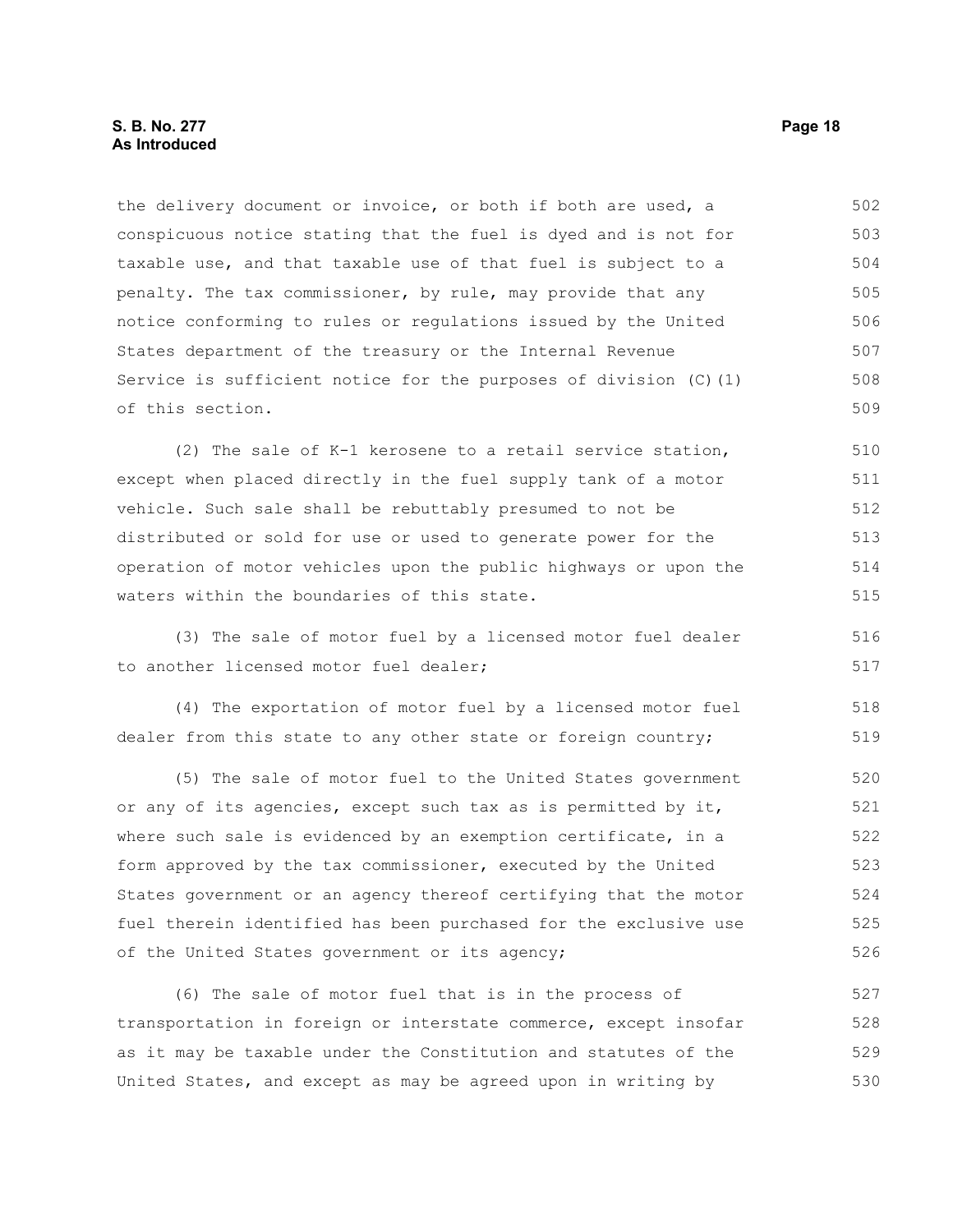the delivery document or invoice, or both if both are used, a conspicuous notice stating that the fuel is dyed and is not for taxable use, and that taxable use of that fuel is subject to a penalty. The tax commissioner, by rule, may provide that any notice conforming to rules or regulations issued by the United States department of the treasury or the Internal Revenue Service is sufficient notice for the purposes of division (C)(1) of this section.

(2) The sale of K-1 kerosene to a retail service station, except when placed directly in the fuel supply tank of a motor vehicle. Such sale shall be rebuttably presumed to not be distributed or sold for use or used to generate power for the operation of motor vehicles upon the public highways or upon the waters within the boundaries of this state.

(3) The sale of motor fuel by a licensed motor fuel dealer to another licensed motor fuel dealer;

(4) The exportation of motor fuel by a licensed motor fuel dealer from this state to any other state or foreign country;

(5) The sale of motor fuel to the United States government or any of its agencies, except such tax as is permitted by it, where such sale is evidenced by an exemption certificate, in a form approved by the tax commissioner, executed by the United States government or an agency thereof certifying that the motor fuel therein identified has been purchased for the exclusive use of the United States government or its agency;

(6) The sale of motor fuel that is in the process of transportation in foreign or interstate commerce, except insofar as it may be taxable under the Constitution and statutes of the United States, and except as may be agreed upon in writing by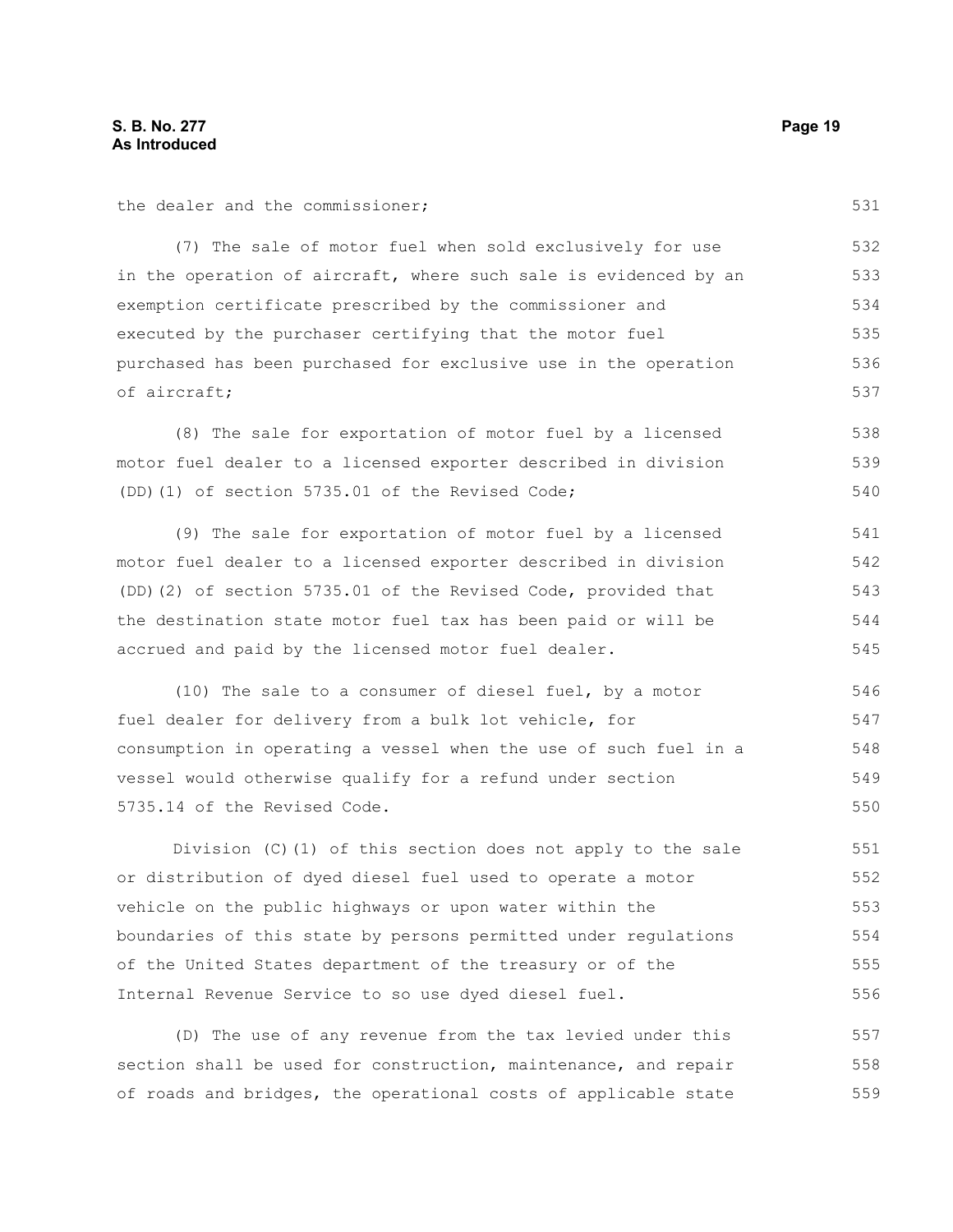the dealer and the commissioner;

(7) The sale of motor fuel when sold exclusively for use in the operation of aircraft, where such sale is evidenced by an exemption certificate prescribed by the commissioner and executed by the purchaser certifying that the motor fuel purchased has been purchased for exclusive use in the operation of aircraft;

(8) The sale for exportation of motor fuel by a licensed motor fuel dealer to a licensed exporter described in division (DD)(1) of section 5735.01 of the Revised Code;

(9) The sale for exportation of motor fuel by a licensed motor fuel dealer to a licensed exporter described in division (DD)(2) of section 5735.01 of the Revised Code, provided that the destination state motor fuel tax has been paid or will be accrued and paid by the licensed motor fuel dealer.

(10) The sale to a consumer of diesel fuel, by a motor fuel dealer for delivery from a bulk lot vehicle, for consumption in operating a vessel when the use of such fuel in a vessel would otherwise qualify for a refund under section 5735.14 of the Revised Code.

Division (C)(1) of this section does not apply to the sale or distribution of dyed diesel fuel used to operate a motor vehicle on the public highways or upon water within the boundaries of this state by persons permitted under regulations of the United States department of the treasury or of the Internal Revenue Service to so use dyed diesel fuel.

(D) The use of any revenue from the tax levied under this section shall be used for construction, maintenance, and repair of roads and bridges, the operational costs of applicable state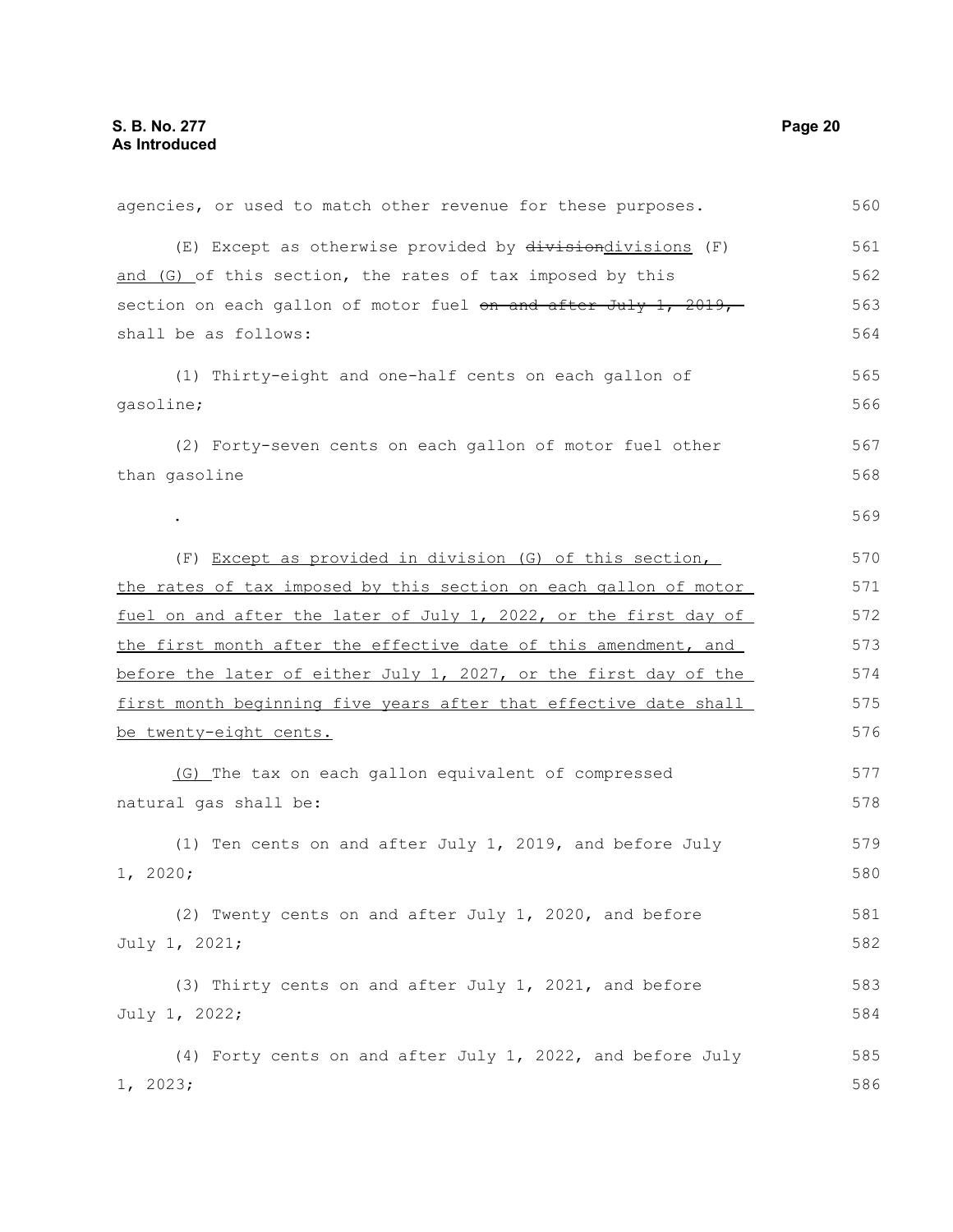agencies, or used to match other revenue for these purposes.

(E) Except as otherwise provided by ~~division~~divisions (F) and (G) of this section, the rates of tax imposed by this section on each gallon of motor fuel ~~on and after July 1, 2019,~~ shall be as follows:

(1) Thirty-eight and one-half cents on each gallon of gasoline;

(2) Forty-seven cents on each gallon of motor fuel other than gasoline

.

(F) Except as provided in division (G) of this section, the rates of tax imposed by this section on each gallon of motor fuel on and after the later of July 1, 2022, or the first day of the first month after the effective date of this amendment, and before the later of either July 1, 2027, or the first day of the first month beginning five years after that effective date shall be twenty-eight cents.

(G) The tax on each gallon equivalent of compressed natural gas shall be:

(1) Ten cents on and after July 1, 2019, and before July 1, 2020;

(2) Twenty cents on and after July 1, 2020, and before July 1, 2021;

(3) Thirty cents on and after July 1, 2021, and before July 1, 2022;

(4) Forty cents on and after July 1, 2022, and before July 1, 2023;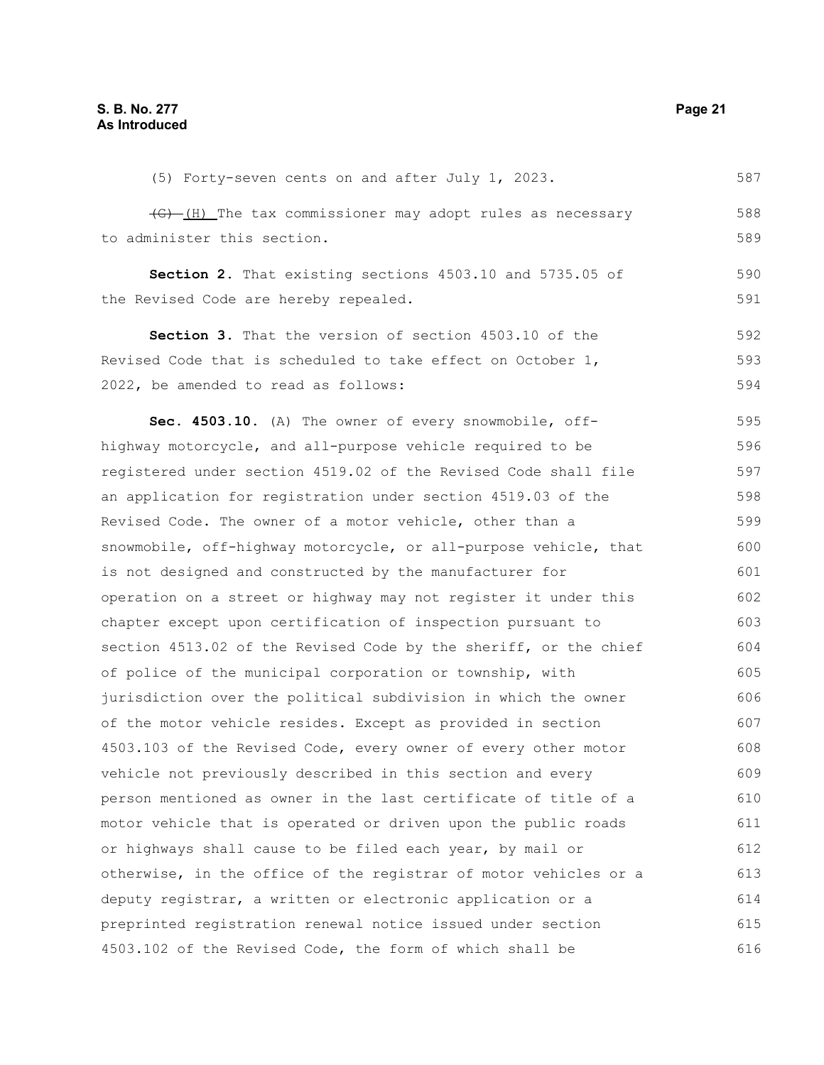(5) Forty-seven cents on and after July 1, 2023.

~~(G)~~ (H) The tax commissioner may adopt rules as necessary to administer this section.

**Section 2.** That existing sections 4503.10 and 5735.05 of the Revised Code are hereby repealed.

**Section 3.** That the version of section 4503.10 of the Revised Code that is scheduled to take effect on October 1, 2022, be amended to read as follows:

**Sec. 4503.10.** (A) The owner of every snowmobile, off-highway motorcycle, and all-purpose vehicle required to be registered under section 4519.02 of the Revised Code shall file an application for registration under section 4519.03 of the Revised Code. The owner of a motor vehicle, other than a snowmobile, off-highway motorcycle, or all-purpose vehicle, that is not designed and constructed by the manufacturer for operation on a street or highway may not register it under this chapter except upon certification of inspection pursuant to section 4513.02 of the Revised Code by the sheriff, or the chief of police of the municipal corporation or township, with jurisdiction over the political subdivision in which the owner of the motor vehicle resides. Except as provided in section 4503.103 of the Revised Code, every owner of every other motor vehicle not previously described in this section and every person mentioned as owner in the last certificate of title of a motor vehicle that is operated or driven upon the public roads or highways shall cause to be filed each year, by mail or otherwise, in the office of the registrar of motor vehicles or a deputy registrar, a written or electronic application or a preprinted registration renewal notice issued under section 4503.102 of the Revised Code, the form of which shall be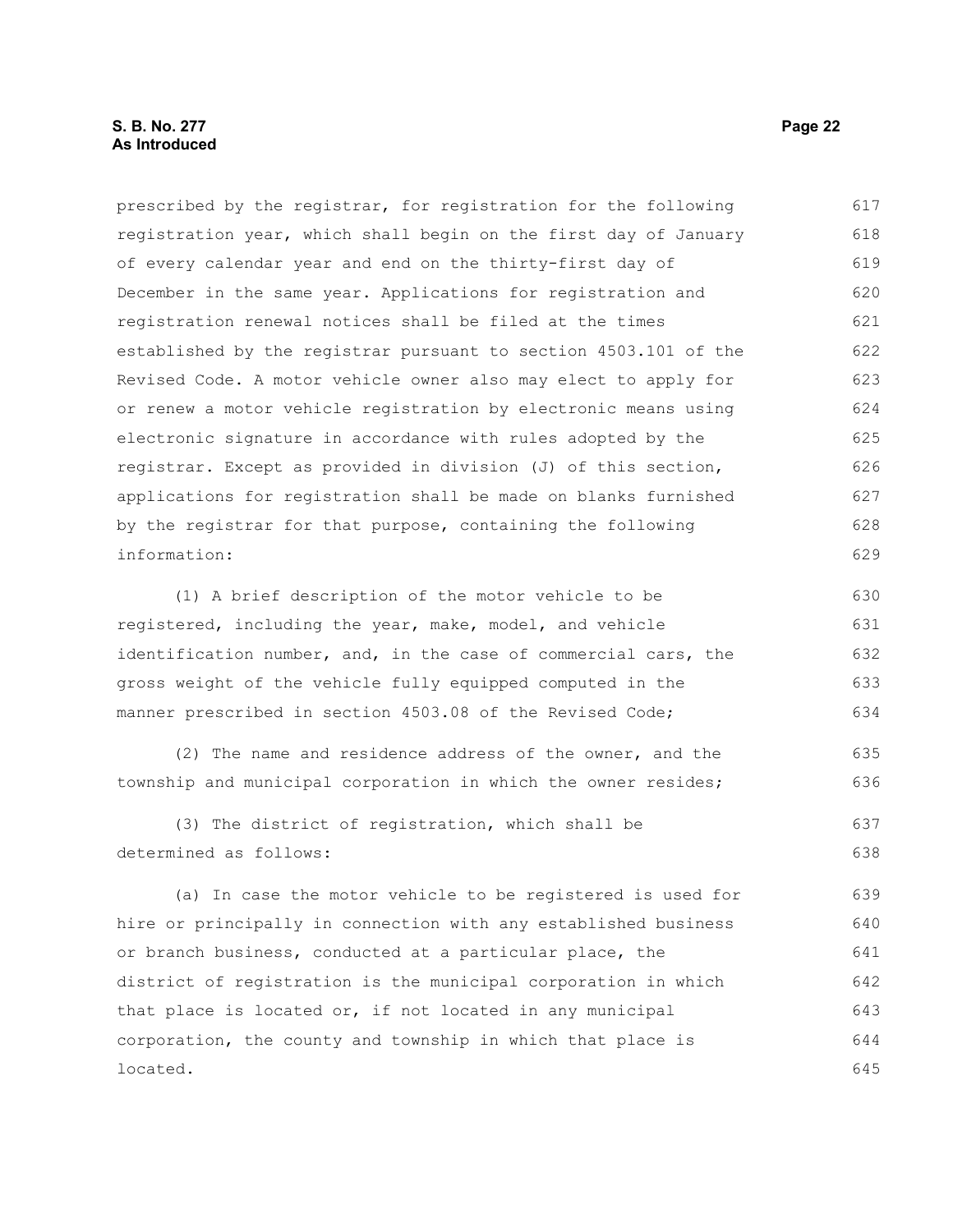prescribed by the registrar, for registration for the following registration year, which shall begin on the first day of January of every calendar year and end on the thirty-first day of December in the same year. Applications for registration and registration renewal notices shall be filed at the times established by the registrar pursuant to section 4503.101 of the Revised Code. A motor vehicle owner also may elect to apply for or renew a motor vehicle registration by electronic means using electronic signature in accordance with rules adopted by the registrar. Except as provided in division (J) of this section, applications for registration shall be made on blanks furnished by the registrar for that purpose, containing the following information:

(1) A brief description of the motor vehicle to be registered, including the year, make, model, and vehicle identification number, and, in the case of commercial cars, the gross weight of the vehicle fully equipped computed in the manner prescribed in section 4503.08 of the Revised Code;

(2) The name and residence address of the owner, and the township and municipal corporation in which the owner resides;

(3) The district of registration, which shall be determined as follows:

(a) In case the motor vehicle to be registered is used for hire or principally in connection with any established business or branch business, conducted at a particular place, the district of registration is the municipal corporation in which that place is located or, if not located in any municipal corporation, the county and township in which that place is located.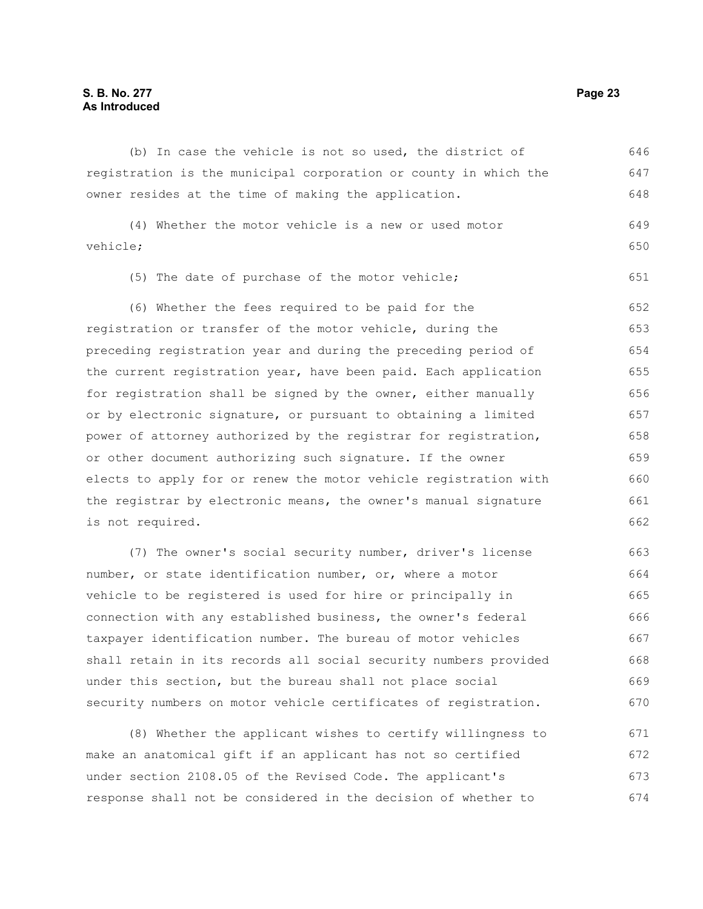(b) In case the vehicle is not so used, the district of registration is the municipal corporation or county in which the owner resides at the time of making the application.

(4) Whether the motor vehicle is a new or used motor vehicle;

(5) The date of purchase of the motor vehicle;

(6) Whether the fees required to be paid for the registration or transfer of the motor vehicle, during the preceding registration year and during the preceding period of the current registration year, have been paid. Each application for registration shall be signed by the owner, either manually or by electronic signature, or pursuant to obtaining a limited power of attorney authorized by the registrar for registration, or other document authorizing such signature. If the owner elects to apply for or renew the motor vehicle registration with the registrar by electronic means, the owner's manual signature is not required.

(7) The owner's social security number, driver's license number, or state identification number, or, where a motor vehicle to be registered is used for hire or principally in connection with any established business, the owner's federal taxpayer identification number. The bureau of motor vehicles shall retain in its records all social security numbers provided under this section, but the bureau shall not place social security numbers on motor vehicle certificates of registration.

(8) Whether the applicant wishes to certify willingness to make an anatomical gift if an applicant has not so certified under section 2108.05 of the Revised Code. The applicant's response shall not be considered in the decision of whether to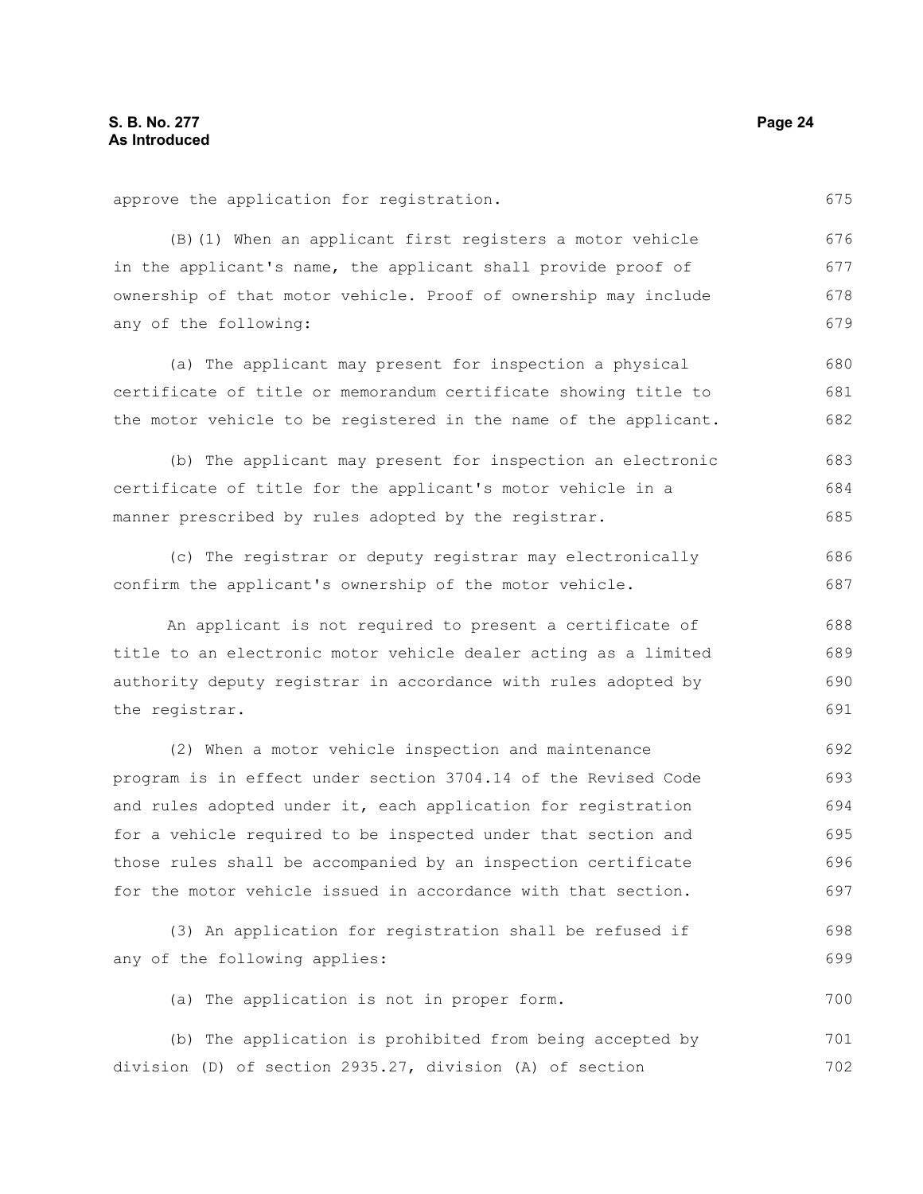approve the application for registration.

(B)(1) When an applicant first registers a motor vehicle in the applicant's name, the applicant shall provide proof of ownership of that motor vehicle. Proof of ownership may include any of the following:

(a) The applicant may present for inspection a physical certificate of title or memorandum certificate showing title to the motor vehicle to be registered in the name of the applicant.

(b) The applicant may present for inspection an electronic certificate of title for the applicant's motor vehicle in a manner prescribed by rules adopted by the registrar.

(c) The registrar or deputy registrar may electronically confirm the applicant's ownership of the motor vehicle.

An applicant is not required to present a certificate of title to an electronic motor vehicle dealer acting as a limited authority deputy registrar in accordance with rules adopted by the registrar.

(2) When a motor vehicle inspection and maintenance program is in effect under section 3704.14 of the Revised Code and rules adopted under it, each application for registration for a vehicle required to be inspected under that section and those rules shall be accompanied by an inspection certificate for the motor vehicle issued in accordance with that section.

(3) An application for registration shall be refused if any of the following applies:

(a) The application is not in proper form.

(b) The application is prohibited from being accepted by division (D) of section 2935.27, division (A) of section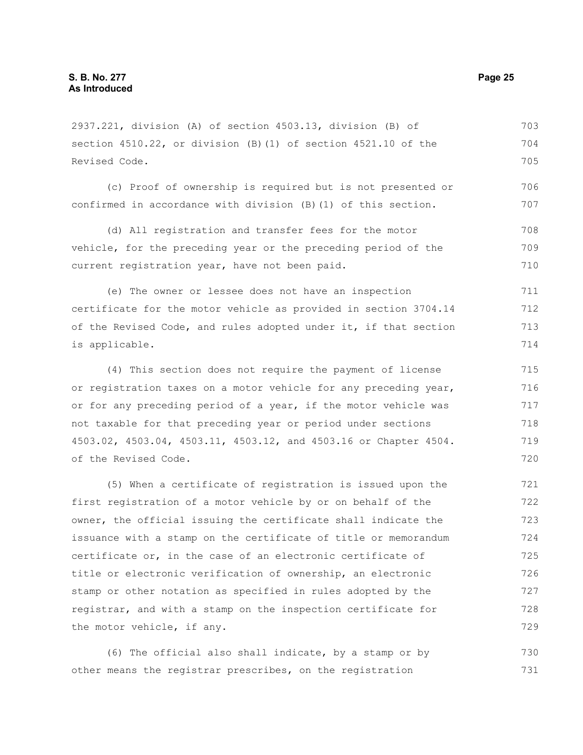2937.221, division (A) of section 4503.13, division (B) of section 4510.22, or division (B)(1) of section 4521.10 of the Revised Code.

(c) Proof of ownership is required but is not presented or confirmed in accordance with division (B)(1) of this section.

(d) All registration and transfer fees for the motor vehicle, for the preceding year or the preceding period of the current registration year, have not been paid.

(e) The owner or lessee does not have an inspection certificate for the motor vehicle as provided in section 3704.14 of the Revised Code, and rules adopted under it, if that section is applicable.

(4) This section does not require the payment of license or registration taxes on a motor vehicle for any preceding year, or for any preceding period of a year, if the motor vehicle was not taxable for that preceding year or period under sections 4503.02, 4503.04, 4503.11, 4503.12, and 4503.16 or Chapter 4504. of the Revised Code.

(5) When a certificate of registration is issued upon the first registration of a motor vehicle by or on behalf of the owner, the official issuing the certificate shall indicate the issuance with a stamp on the certificate of title or memorandum certificate or, in the case of an electronic certificate of title or electronic verification of ownership, an electronic stamp or other notation as specified in rules adopted by the registrar, and with a stamp on the inspection certificate for the motor vehicle, if any.

(6) The official also shall indicate, by a stamp or by other means the registrar prescribes, on the registration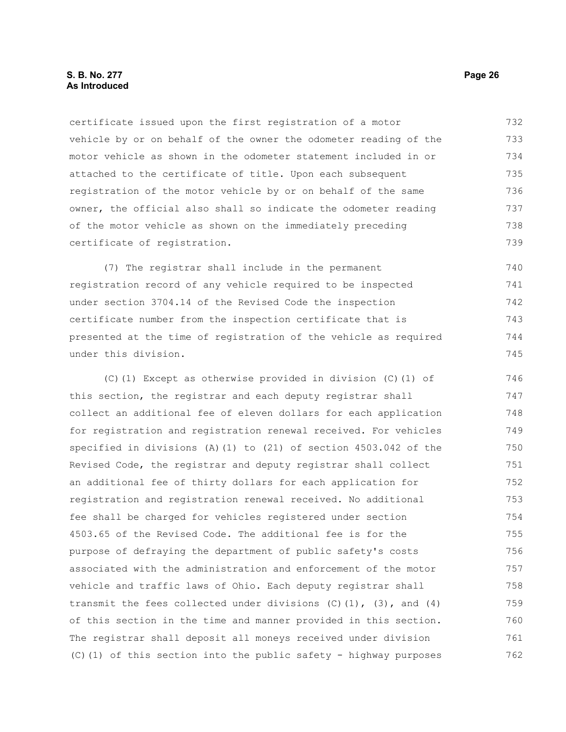certificate issued upon the first registration of a motor vehicle by or on behalf of the owner the odometer reading of the motor vehicle as shown in the odometer statement included in or attached to the certificate of title. Upon each subsequent registration of the motor vehicle by or on behalf of the same owner, the official also shall so indicate the odometer reading of the motor vehicle as shown on the immediately preceding certificate of registration.

(7) The registrar shall include in the permanent registration record of any vehicle required to be inspected under section 3704.14 of the Revised Code the inspection certificate number from the inspection certificate that is presented at the time of registration of the vehicle as required under this division.

(C)(1) Except as otherwise provided in division (C)(1) of this section, the registrar and each deputy registrar shall collect an additional fee of eleven dollars for each application for registration and registration renewal received. For vehicles specified in divisions (A)(1) to (21) of section 4503.042 of the Revised Code, the registrar and deputy registrar shall collect an additional fee of thirty dollars for each application for registration and registration renewal received. No additional fee shall be charged for vehicles registered under section 4503.65 of the Revised Code. The additional fee is for the purpose of defraying the department of public safety's costs associated with the administration and enforcement of the motor vehicle and traffic laws of Ohio. Each deputy registrar shall transmit the fees collected under divisions (C)(1), (3), and (4) of this section in the time and manner provided in this section. The registrar shall deposit all moneys received under division (C)(1) of this section into the public safety - highway purposes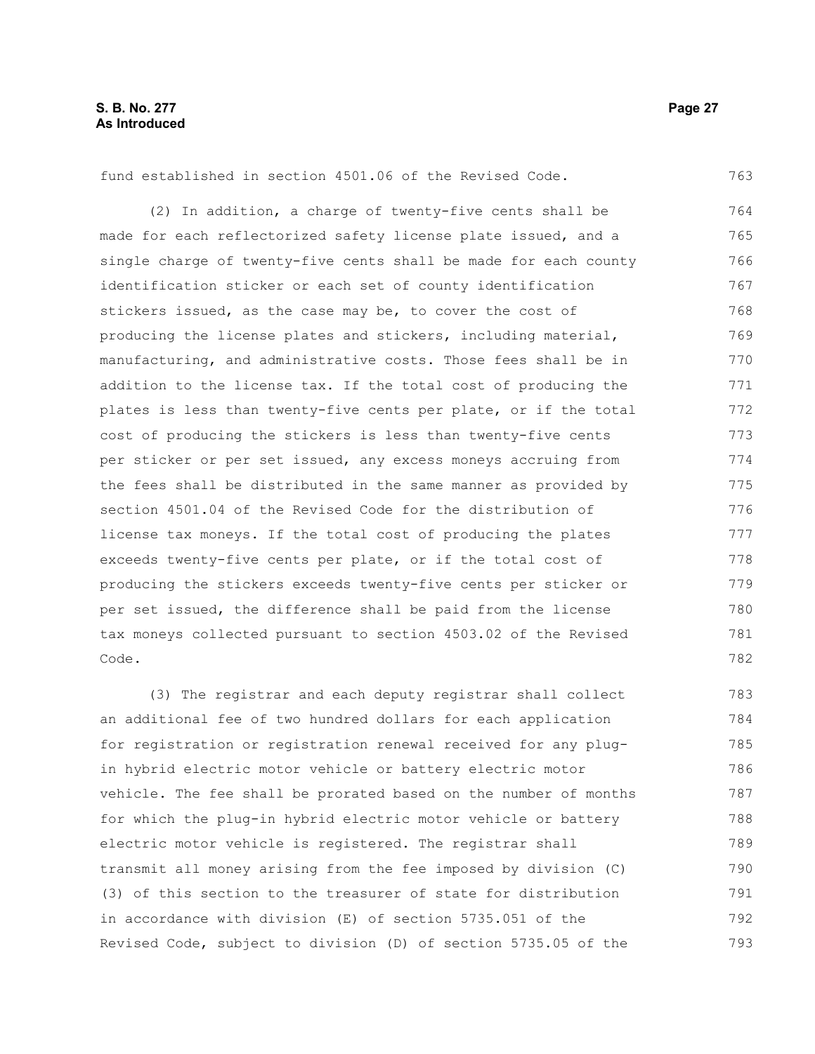fund established in section 4501.06 of the Revised Code.

(2) In addition, a charge of twenty-five cents shall be made for each reflectorized safety license plate issued, and a single charge of twenty-five cents shall be made for each county identification sticker or each set of county identification stickers issued, as the case may be, to cover the cost of producing the license plates and stickers, including material, manufacturing, and administrative costs. Those fees shall be in addition to the license tax. If the total cost of producing the plates is less than twenty-five cents per plate, or if the total cost of producing the stickers is less than twenty-five cents per sticker or per set issued, any excess moneys accruing from the fees shall be distributed in the same manner as provided by section 4501.04 of the Revised Code for the distribution of license tax moneys. If the total cost of producing the plates exceeds twenty-five cents per plate, or if the total cost of producing the stickers exceeds twenty-five cents per sticker or per set issued, the difference shall be paid from the license tax moneys collected pursuant to section 4503.02 of the Revised Code.

(3) The registrar and each deputy registrar shall collect an additional fee of two hundred dollars for each application for registration or registration renewal received for any plug-in hybrid electric motor vehicle or battery electric motor vehicle. The fee shall be prorated based on the number of months for which the plug-in hybrid electric motor vehicle or battery electric motor vehicle is registered. The registrar shall transmit all money arising from the fee imposed by division (C)(3) of this section to the treasurer of state for distribution in accordance with division (E) of section 5735.051 of the Revised Code, subject to division (D) of section 5735.05 of the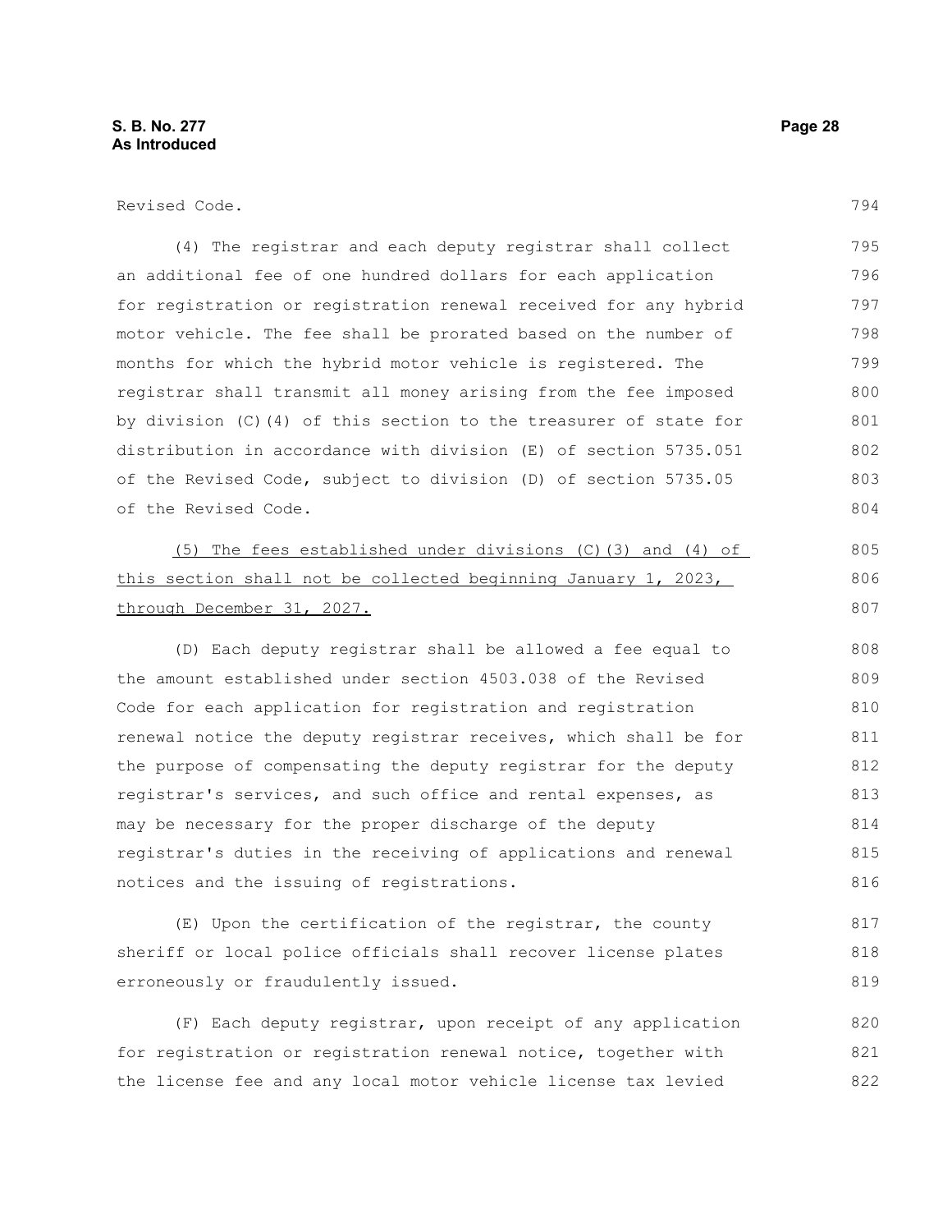Revised Code.

(4) The registrar and each deputy registrar shall collect an additional fee of one hundred dollars for each application for registration or registration renewal received for any hybrid motor vehicle. The fee shall be prorated based on the number of months for which the hybrid motor vehicle is registered. The registrar shall transmit all money arising from the fee imposed by division (C)(4) of this section to the treasurer of state for distribution in accordance with division (E) of section 5735.051 of the Revised Code, subject to division (D) of section 5735.05 of the Revised Code.

<u>(5) The fees established under divisions (C)(3) and (4) of this section shall not be collected beginning January 1, 2023, through December 31, 2027.</u>

(D) Each deputy registrar shall be allowed a fee equal to the amount established under section 4503.038 of the Revised Code for each application for registration and registration renewal notice the deputy registrar receives, which shall be for the purpose of compensating the deputy registrar for the deputy registrar's services, and such office and rental expenses, as may be necessary for the proper discharge of the deputy registrar's duties in the receiving of applications and renewal notices and the issuing of registrations.

(E) Upon the certification of the registrar, the county sheriff or local police officials shall recover license plates erroneously or fraudulently issued.

(F) Each deputy registrar, upon receipt of any application for registration or registration renewal notice, together with the license fee and any local motor vehicle license tax levied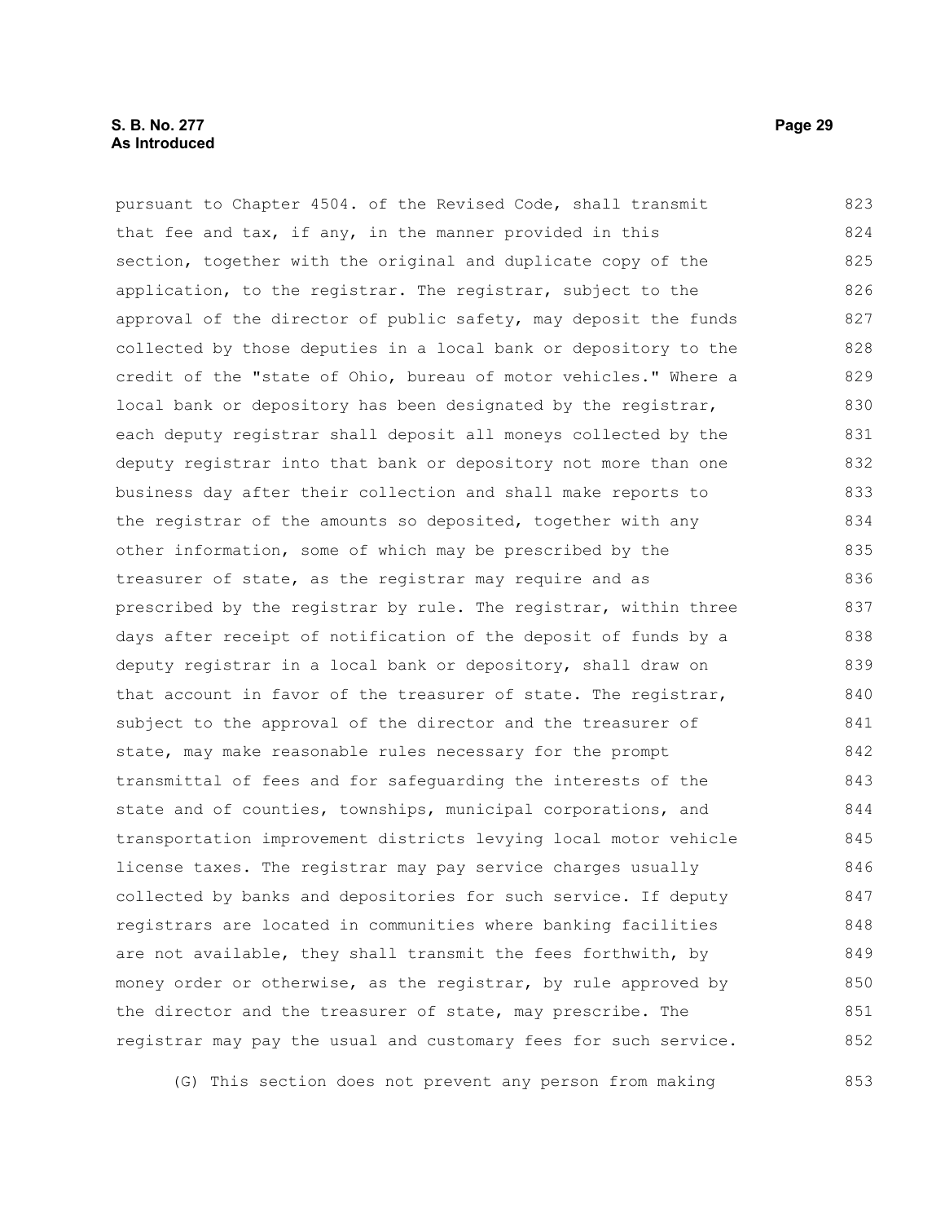pursuant to Chapter 4504. of the Revised Code, shall transmit that fee and tax, if any, in the manner provided in this section, together with the original and duplicate copy of the application, to the registrar. The registrar, subject to the approval of the director of public safety, may deposit the funds collected by those deputies in a local bank or depository to the credit of the "state of Ohio, bureau of motor vehicles." Where a local bank or depository has been designated by the registrar, each deputy registrar shall deposit all moneys collected by the deputy registrar into that bank or depository not more than one business day after their collection and shall make reports to the registrar of the amounts so deposited, together with any other information, some of which may be prescribed by the treasurer of state, as the registrar may require and as prescribed by the registrar by rule. The registrar, within three days after receipt of notification of the deposit of funds by a deputy registrar in a local bank or depository, shall draw on that account in favor of the treasurer of state. The registrar, subject to the approval of the director and the treasurer of state, may make reasonable rules necessary for the prompt transmittal of fees and for safeguarding the interests of the state and of counties, townships, municipal corporations, and transportation improvement districts levying local motor vehicle license taxes. The registrar may pay service charges usually collected by banks and depositories for such service. If deputy registrars are located in communities where banking facilities are not available, they shall transmit the fees forthwith, by money order or otherwise, as the registrar, by rule approved by the director and the treasurer of state, may prescribe. The registrar may pay the usual and customary fees for such service.

(G) This section does not prevent any person from making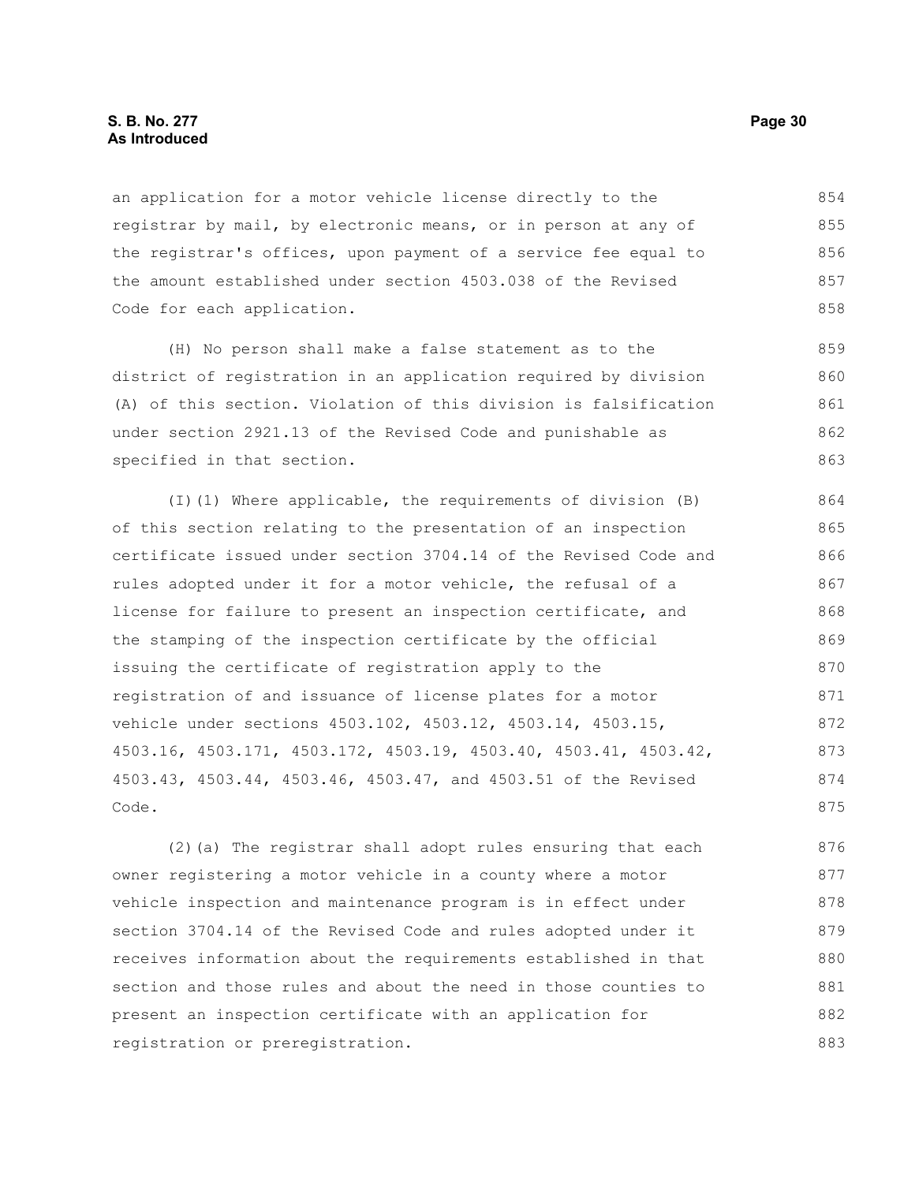an application for a motor vehicle license directly to the registrar by mail, by electronic means, or in person at any of the registrar's offices, upon payment of a service fee equal to the amount established under section 4503.038 of the Revised Code for each application.

(H) No person shall make a false statement as to the district of registration in an application required by division (A) of this section. Violation of this division is falsification under section 2921.13 of the Revised Code and punishable as specified in that section.

(I)(1) Where applicable, the requirements of division (B) of this section relating to the presentation of an inspection certificate issued under section 3704.14 of the Revised Code and rules adopted under it for a motor vehicle, the refusal of a license for failure to present an inspection certificate, and the stamping of the inspection certificate by the official issuing the certificate of registration apply to the registration of and issuance of license plates for a motor vehicle under sections 4503.102, 4503.12, 4503.14, 4503.15, 4503.16, 4503.171, 4503.172, 4503.19, 4503.40, 4503.41, 4503.42, 4503.43, 4503.44, 4503.46, 4503.47, and 4503.51 of the Revised Code.

(2)(a) The registrar shall adopt rules ensuring that each owner registering a motor vehicle in a county where a motor vehicle inspection and maintenance program is in effect under section 3704.14 of the Revised Code and rules adopted under it receives information about the requirements established in that section and those rules and about the need in those counties to present an inspection certificate with an application for registration or preregistration.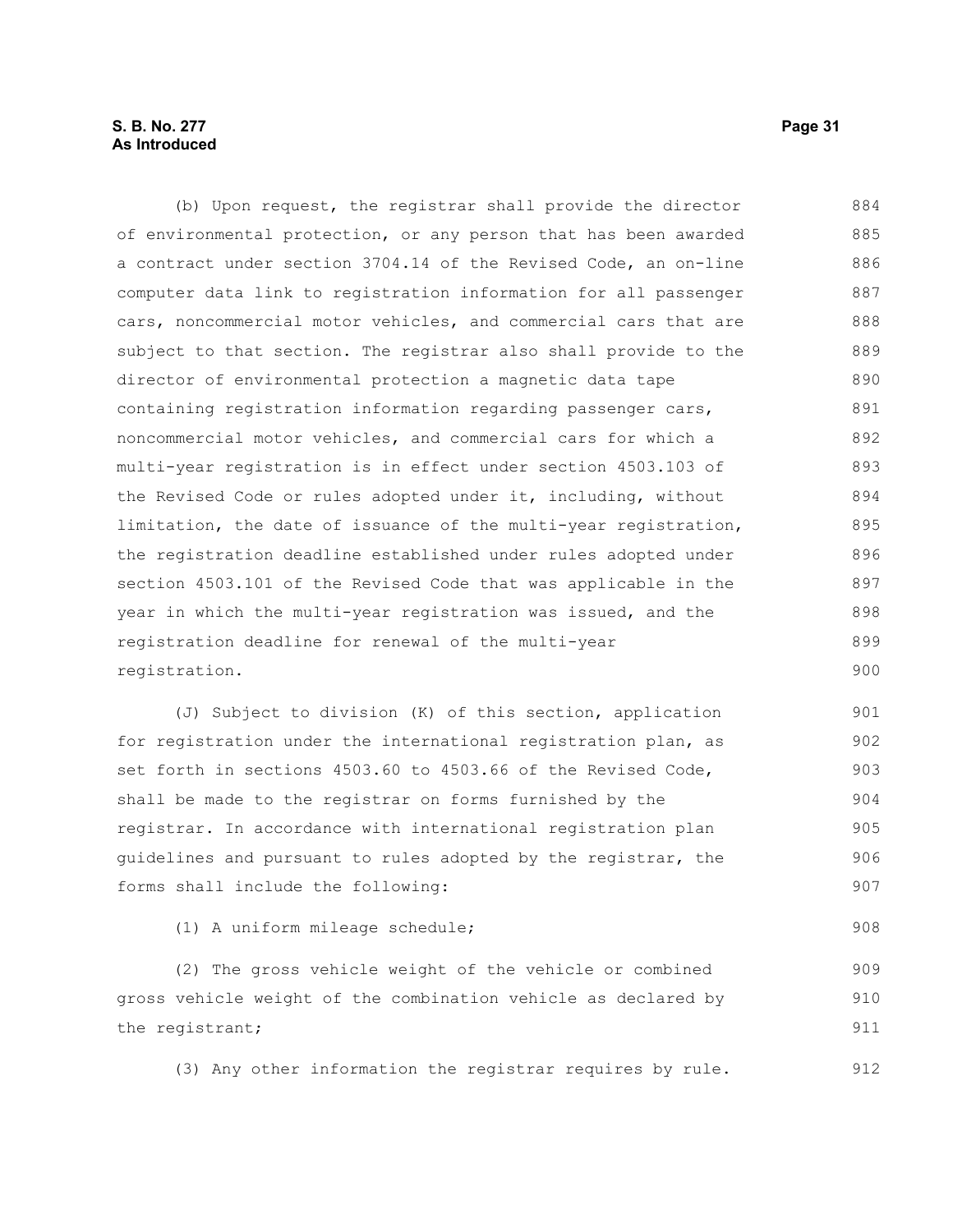(b) Upon request, the registrar shall provide the director of environmental protection, or any person that has been awarded a contract under section 3704.14 of the Revised Code, an on-line computer data link to registration information for all passenger cars, noncommercial motor vehicles, and commercial cars that are subject to that section. The registrar also shall provide to the director of environmental protection a magnetic data tape containing registration information regarding passenger cars, noncommercial motor vehicles, and commercial cars for which a multi-year registration is in effect under section 4503.103 of the Revised Code or rules adopted under it, including, without limitation, the date of issuance of the multi-year registration, the registration deadline established under rules adopted under section 4503.101 of the Revised Code that was applicable in the year in which the multi-year registration was issued, and the registration deadline for renewal of the multi-year registration.

(J) Subject to division (K) of this section, application for registration under the international registration plan, as set forth in sections 4503.60 to 4503.66 of the Revised Code, shall be made to the registrar on forms furnished by the registrar. In accordance with international registration plan guidelines and pursuant to rules adopted by the registrar, the forms shall include the following:

(1) A uniform mileage schedule;

(2) The gross vehicle weight of the vehicle or combined gross vehicle weight of the combination vehicle as declared by the registrant;

(3) Any other information the registrar requires by rule.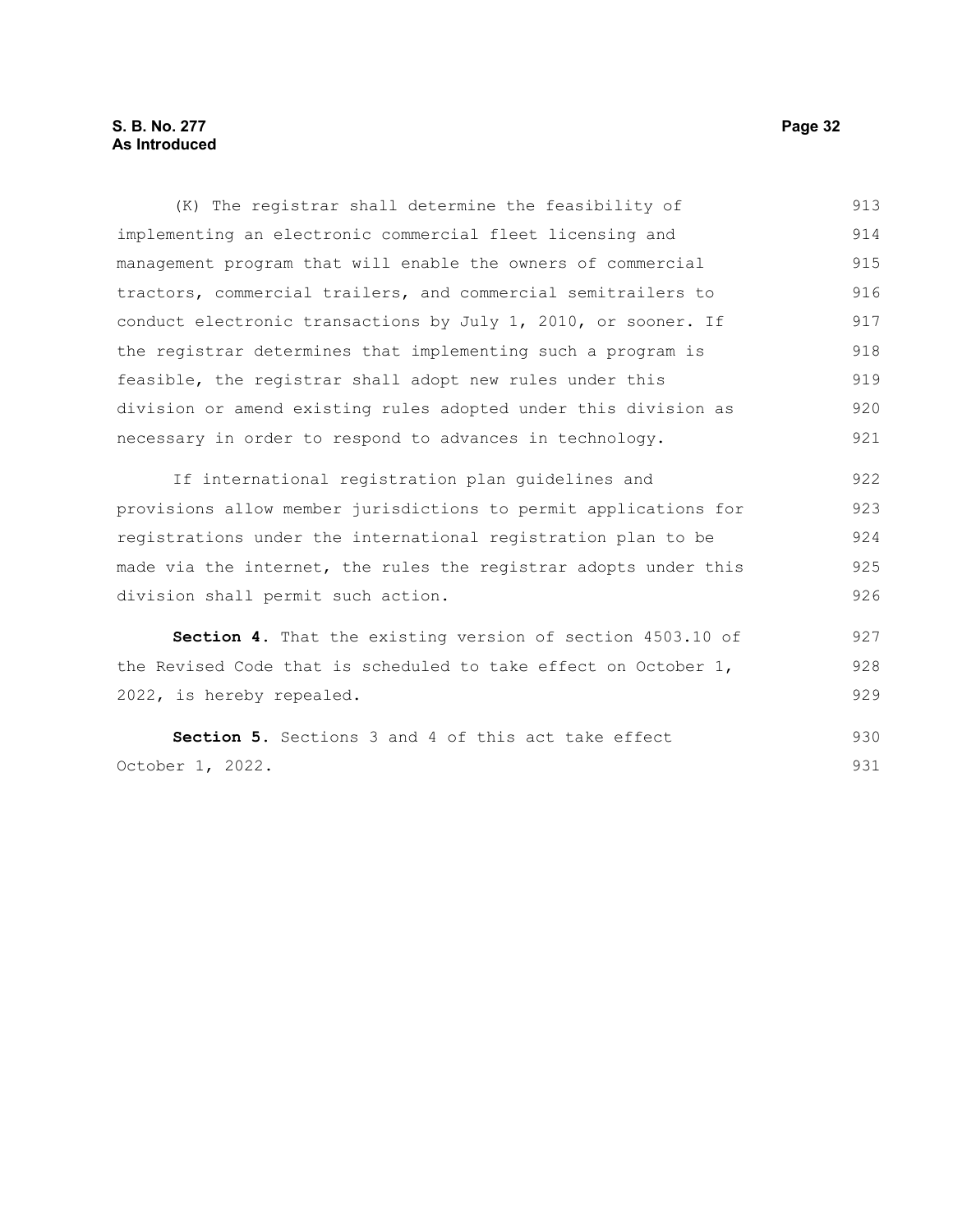(K) The registrar shall determine the feasibility of implementing an electronic commercial fleet licensing and management program that will enable the owners of commercial tractors, commercial trailers, and commercial semitrailers to conduct electronic transactions by July 1, 2010, or sooner. If the registrar determines that implementing such a program is feasible, the registrar shall adopt new rules under this division or amend existing rules adopted under this division as necessary in order to respond to advances in technology.

If international registration plan guidelines and provisions allow member jurisdictions to permit applications for registrations under the international registration plan to be made via the internet, the rules the registrar adopts under this division shall permit such action.

**Section 4.** That the existing version of section 4503.10 of the Revised Code that is scheduled to take effect on October 1, 2022, is hereby repealed.

**Section 5.** Sections 3 and 4 of this act take effect October 1, 2022.